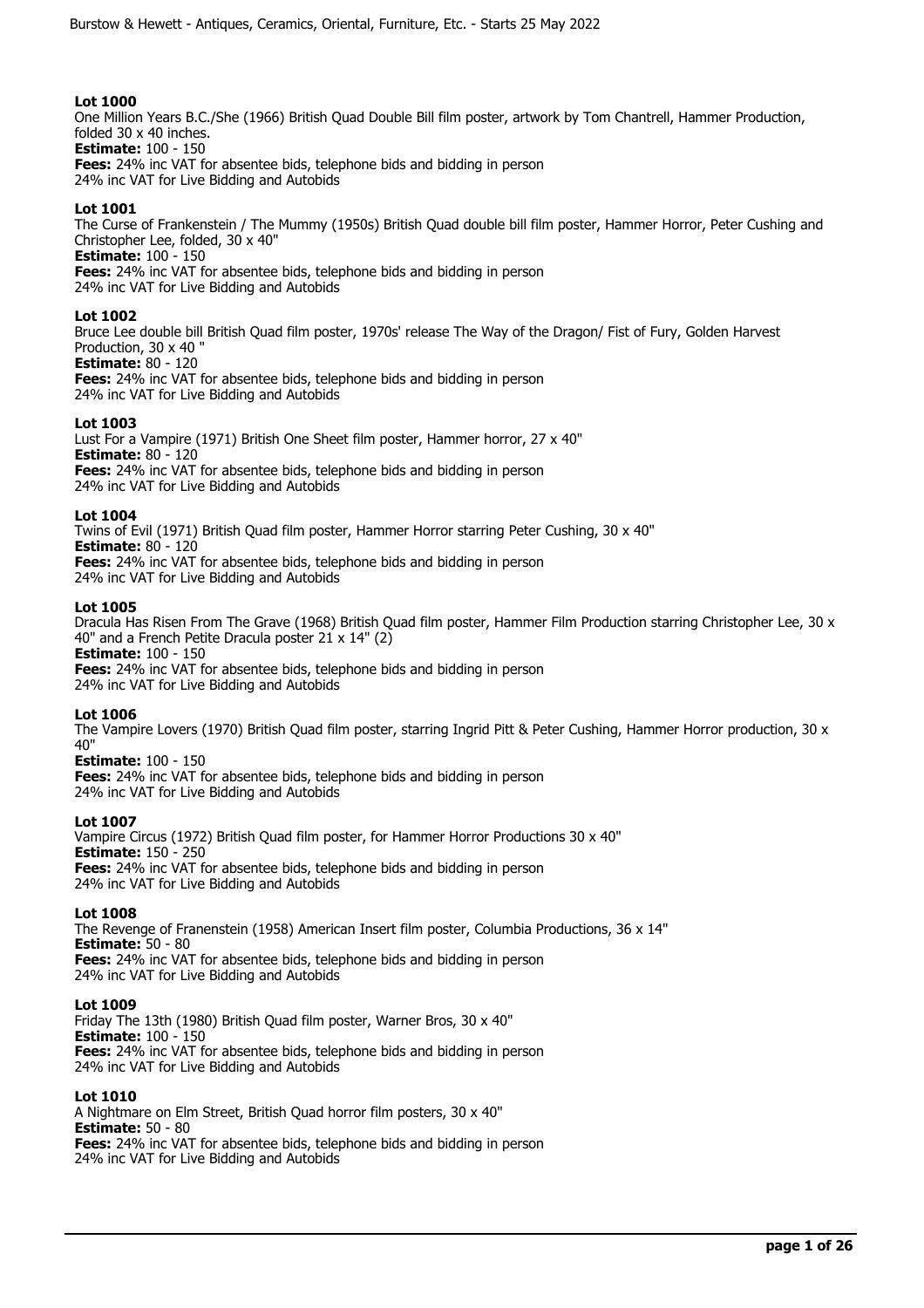### Lot 1000

One Million Years B.C./She (1966) British Quad Double Bill film poster, artwork by Tom Chantrell, Hammer Production, folded 30 x 40 inches.
**Estimate:** 100 - 150
**Fees:** 24% inc VAT for absentee bids, telephone bids and bidding in person
24% inc VAT for Live Bidding and Autobids

### Lot 1001

The Curse of Frankenstein / The Mummy (1950s) British Quad double bill film poster, Hammer Horror, Peter Cushing and Christopher Lee, folded, 30 x 40"
**Estimate:** 100 - 150
**Fees:** 24% inc VAT for absentee bids, telephone bids and bidding in person
24% inc VAT for Live Bidding and Autobids

### Lot 1002

Bruce Lee double bill British Quad film poster, 1970s' release The Way of the Dragon/ Fist of Fury, Golden Harvest Production, 30 x 40 "
**Estimate:** 80 - 120
**Fees:** 24% inc VAT for absentee bids, telephone bids and bidding in person
24% inc VAT for Live Bidding and Autobids

### Lot 1003

Lust For a Vampire (1971) British One Sheet film poster, Hammer horror, 27 x 40"
**Estimate:** 80 - 120
**Fees:** 24% inc VAT for absentee bids, telephone bids and bidding in person
24% inc VAT for Live Bidding and Autobids

### Lot 1004

Twins of Evil (1971) British Quad film poster, Hammer Horror starring Peter Cushing, 30 x 40"
**Estimate:** 80 - 120
**Fees:** 24% inc VAT for absentee bids, telephone bids and bidding in person
24% inc VAT for Live Bidding and Autobids

### Lot 1005

Dracula Has Risen From The Grave (1968) British Quad film poster, Hammer Film Production starring Christopher Lee, 30 x 40" and a French Petite Dracula poster 21 x 14" (2)
**Estimate:** 100 - 150
**Fees:** 24% inc VAT for absentee bids, telephone bids and bidding in person
24% inc VAT for Live Bidding and Autobids

### Lot 1006

The Vampire Lovers (1970) British Quad film poster, starring Ingrid Pitt & Peter Cushing, Hammer Horror production, 30 x 40"
**Estimate:** 100 - 150
**Fees:** 24% inc VAT for absentee bids, telephone bids and bidding in person
24% inc VAT for Live Bidding and Autobids

### Lot 1007

Vampire Circus (1972) British Quad film poster, for Hammer Horror Productions 30 x 40"
**Estimate:** 150 - 250
**Fees:** 24% inc VAT for absentee bids, telephone bids and bidding in person
24% inc VAT for Live Bidding and Autobids

### Lot 1008

The Revenge of Franenstein (1958) American Insert film poster, Columbia Productions, 36 x 14"
**Estimate:** 50 - 80
**Fees:** 24% inc VAT for absentee bids, telephone bids and bidding in person
24% inc VAT for Live Bidding and Autobids

### Lot 1009

Friday The 13th (1980) British Quad film poster, Warner Bros, 30 x 40"
**Estimate:** 100 - 150
**Fees:** 24% inc VAT for absentee bids, telephone bids and bidding in person
24% inc VAT for Live Bidding and Autobids

### Lot 1010

A Nightmare on Elm Street, British Quad horror film posters, 30 x 40"
**Estimate:** 50 - 80
**Fees:** 24% inc VAT for absentee bids, telephone bids and bidding in person
24% inc VAT for Live Bidding and Autobids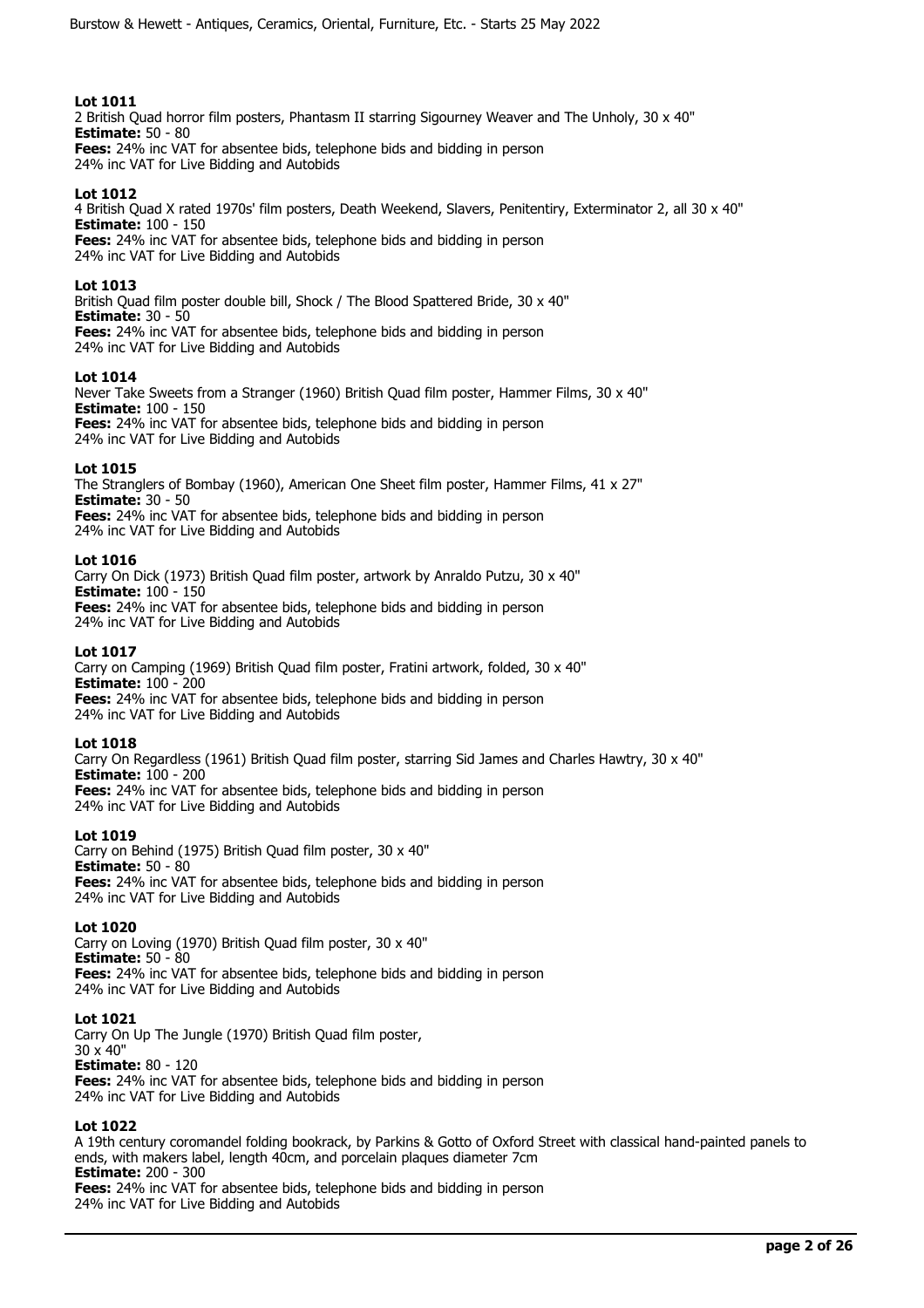**Lot 1011**
2 British Quad horror film posters, Phantasm II starring Sigourney Weaver and The Unholy, 30 x 40"
**Estimate:** 50 - 80
**Fees:** 24% inc VAT for absentee bids, telephone bids and bidding in person
24% inc VAT for Live Bidding and Autobids

**Lot 1012**
4 British Quad X rated 1970s' film posters, Death Weekend, Slavers, Penitentiry, Exterminator 2, all 30 x 40"
**Estimate:** 100 - 150
**Fees:** 24% inc VAT for absentee bids, telephone bids and bidding in person
24% inc VAT for Live Bidding and Autobids

**Lot 1013**
British Quad film poster double bill, Shock / The Blood Spattered Bride, 30 x 40"
**Estimate:** 30 - 50
**Fees:** 24% inc VAT for absentee bids, telephone bids and bidding in person
24% inc VAT for Live Bidding and Autobids

**Lot 1014**
Never Take Sweets from a Stranger (1960) British Quad film poster, Hammer Films, 30 x 40"
**Estimate:** 100 - 150
**Fees:** 24% inc VAT for absentee bids, telephone bids and bidding in person
24% inc VAT for Live Bidding and Autobids

**Lot 1015**
The Stranglers of Bombay (1960), American One Sheet film poster, Hammer Films, 41 x 27"
**Estimate:** 30 - 50
**Fees:** 24% inc VAT for absentee bids, telephone bids and bidding in person
24% inc VAT for Live Bidding and Autobids

**Lot 1016**
Carry On Dick (1973) British Quad film poster, artwork by Anraldo Putzu, 30 x 40"
**Estimate:** 100 - 150
**Fees:** 24% inc VAT for absentee bids, telephone bids and bidding in person
24% inc VAT for Live Bidding and Autobids

**Lot 1017**
Carry on Camping (1969) British Quad film poster, Fratini artwork, folded, 30 x 40"
**Estimate:** 100 - 200
**Fees:** 24% inc VAT for absentee bids, telephone bids and bidding in person
24% inc VAT for Live Bidding and Autobids

**Lot 1018**
Carry On Regardless (1961) British Quad film poster, starring Sid James and Charles Hawtry, 30 x 40"
**Estimate:** 100 - 200
**Fees:** 24% inc VAT for absentee bids, telephone bids and bidding in person
24% inc VAT for Live Bidding and Autobids

**Lot 1019**
Carry on Behind (1975) British Quad film poster, 30 x 40"
**Estimate:** 50 - 80
**Fees:** 24% inc VAT for absentee bids, telephone bids and bidding in person
24% inc VAT for Live Bidding and Autobids

**Lot 1020**
Carry on Loving (1970) British Quad film poster, 30 x 40"
**Estimate:** 50 - 80
**Fees:** 24% inc VAT for absentee bids, telephone bids and bidding in person
24% inc VAT for Live Bidding and Autobids

**Lot 1021**
Carry On Up The Jungle (1970) British Quad film poster,
30 x 40"
**Estimate:** 80 - 120
**Fees:** 24% inc VAT for absentee bids, telephone bids and bidding in person
24% inc VAT for Live Bidding and Autobids

**Lot 1022**
A 19th century coromandel folding bookrack, by Parkins & Gotto of Oxford Street with classical hand-painted panels to ends, with makers label, length 40cm, and porcelain plaques diameter 7cm
**Estimate:** 200 - 300
**Fees:** 24% inc VAT for absentee bids, telephone bids and bidding in person
24% inc VAT for Live Bidding and Autobids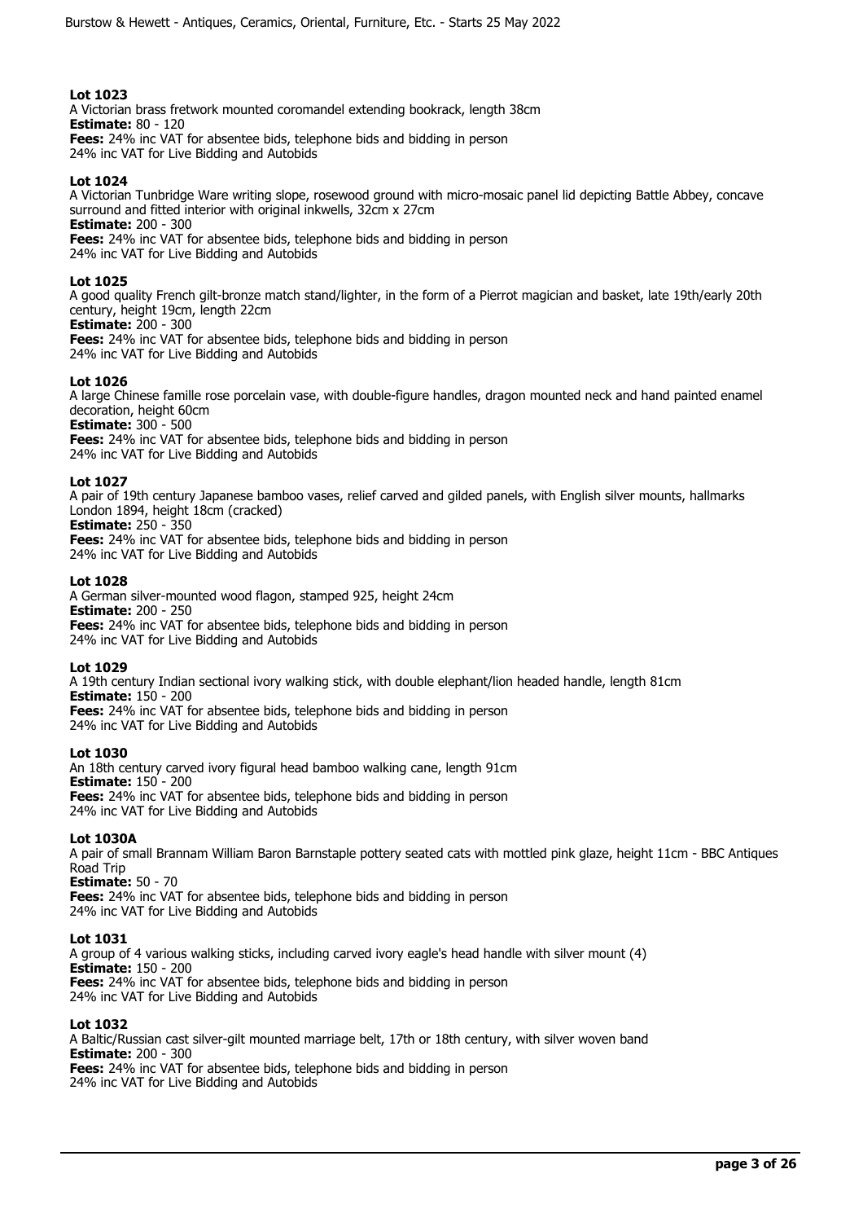### Lot 1023

A Victorian brass fretwork mounted coromandel extending bookrack, length 38cm

**Estimate:** 80 - 120

**Fees:** 24% inc VAT for absentee bids, telephone bids and bidding in person
24% inc VAT for Live Bidding and Autobids

### Lot 1024

A Victorian Tunbridge Ware writing slope, rosewood ground with micro-mosaic panel lid depicting Battle Abbey, concave surround and fitted interior with original inkwells, 32cm x 27cm

**Estimate:** 200 - 300

**Fees:** 24% inc VAT for absentee bids, telephone bids and bidding in person
24% inc VAT for Live Bidding and Autobids

### Lot 1025

A good quality French gilt-bronze match stand/lighter, in the form of a Pierrot magician and basket, late 19th/early 20th century, height 19cm, length 22cm

**Estimate:** 200 - 300

**Fees:** 24% inc VAT for absentee bids, telephone bids and bidding in person
24% inc VAT for Live Bidding and Autobids

### Lot 1026

A large Chinese famille rose porcelain vase, with double-figure handles, dragon mounted neck and hand painted enamel decoration, height 60cm

**Estimate:** 300 - 500

**Fees:** 24% inc VAT for absentee bids, telephone bids and bidding in person
24% inc VAT for Live Bidding and Autobids

### Lot 1027

A pair of 19th century Japanese bamboo vases, relief carved and gilded panels, with English silver mounts, hallmarks London 1894, height 18cm (cracked)

**Estimate:** 250 - 350

**Fees:** 24% inc VAT for absentee bids, telephone bids and bidding in person
24% inc VAT for Live Bidding and Autobids

### Lot 1028

A German silver-mounted wood flagon, stamped 925, height 24cm

**Estimate:** 200 - 250

**Fees:** 24% inc VAT for absentee bids, telephone bids and bidding in person
24% inc VAT for Live Bidding and Autobids

### Lot 1029

A 19th century Indian sectional ivory walking stick, with double elephant/lion headed handle, length 81cm

**Estimate:** 150 - 200

**Fees:** 24% inc VAT for absentee bids, telephone bids and bidding in person
24% inc VAT for Live Bidding and Autobids

### Lot 1030

An 18th century carved ivory figural head bamboo walking cane, length 91cm

**Estimate:** 150 - 200

**Fees:** 24% inc VAT for absentee bids, telephone bids and bidding in person
24% inc VAT for Live Bidding and Autobids

### Lot 1030A

A pair of small Brannam William Baron Barnstaple pottery seated cats with mottled pink glaze, height 11cm - BBC Antiques Road Trip

**Estimate:** 50 - 70

**Fees:** 24% inc VAT for absentee bids, telephone bids and bidding in person
24% inc VAT for Live Bidding and Autobids

### Lot 1031

A group of 4 various walking sticks, including carved ivory eagle's head handle with silver mount (4)

**Estimate:** 150 - 200

**Fees:** 24% inc VAT for absentee bids, telephone bids and bidding in person
24% inc VAT for Live Bidding and Autobids

### Lot 1032

A Baltic/Russian cast silver-gilt mounted marriage belt, 17th or 18th century, with silver woven band

**Estimate:** 200 - 300

**Fees:** 24% inc VAT for absentee bids, telephone bids and bidding in person
24% inc VAT for Live Bidding and Autobids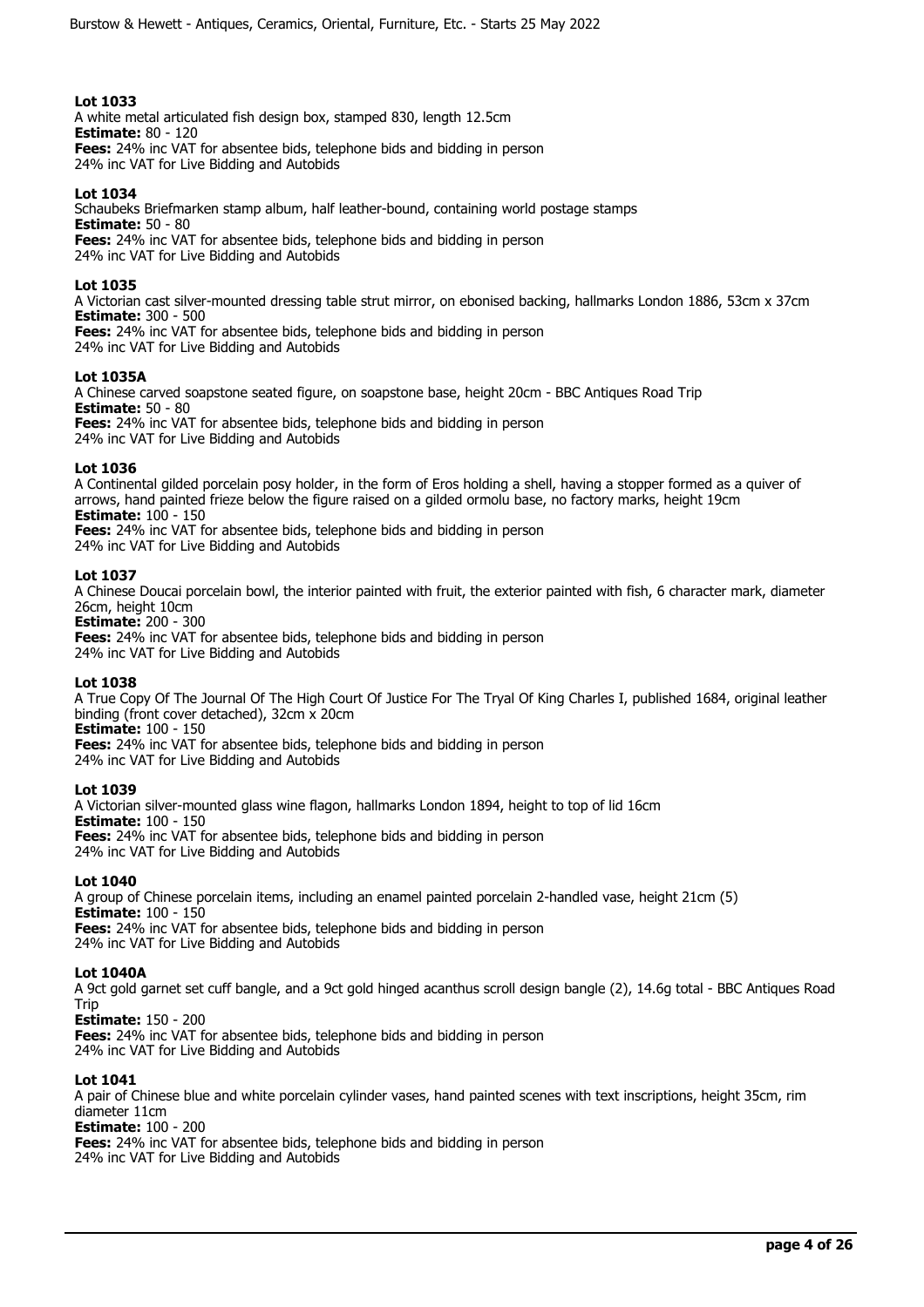**Lot 1033**
A white metal articulated fish design box, stamped 830, length 12.5cm
**Estimate:** 80 - 120
**Fees:** 24% inc VAT for absentee bids, telephone bids and bidding in person
24% inc VAT for Live Bidding and Autobids

**Lot 1034**
Schaubeks Briefmarken stamp album, half leather-bound, containing world postage stamps
**Estimate:** 50 - 80
**Fees:** 24% inc VAT for absentee bids, telephone bids and bidding in person
24% inc VAT for Live Bidding and Autobids

**Lot 1035**
A Victorian cast silver-mounted dressing table strut mirror, on ebonised backing, hallmarks London 1886, 53cm x 37cm
**Estimate:** 300 - 500
**Fees:** 24% inc VAT for absentee bids, telephone bids and bidding in person
24% inc VAT for Live Bidding and Autobids

**Lot 1035A**
A Chinese carved soapstone seated figure, on soapstone base, height 20cm - BBC Antiques Road Trip
**Estimate:** 50 - 80
**Fees:** 24% inc VAT for absentee bids, telephone bids and bidding in person
24% inc VAT for Live Bidding and Autobids

**Lot 1036**
A Continental gilded porcelain posy holder, in the form of Eros holding a shell, having a stopper formed as a quiver of arrows, hand painted frieze below the figure raised on a gilded ormolu base, no factory marks, height 19cm
**Estimate:** 100 - 150
**Fees:** 24% inc VAT for absentee bids, telephone bids and bidding in person
24% inc VAT for Live Bidding and Autobids

**Lot 1037**
A Chinese Doucai porcelain bowl, the interior painted with fruit, the exterior painted with fish, 6 character mark, diameter 26cm, height 10cm
**Estimate:** 200 - 300
**Fees:** 24% inc VAT for absentee bids, telephone bids and bidding in person
24% inc VAT for Live Bidding and Autobids

**Lot 1038**
A True Copy Of The Journal Of The High Court Of Justice For The Tryal Of King Charles I, published 1684, original leather binding (front cover detached), 32cm x 20cm
**Estimate:** 100 - 150
**Fees:** 24% inc VAT for absentee bids, telephone bids and bidding in person
24% inc VAT for Live Bidding and Autobids

**Lot 1039**
A Victorian silver-mounted glass wine flagon, hallmarks London 1894, height to top of lid 16cm
**Estimate:** 100 - 150
**Fees:** 24% inc VAT for absentee bids, telephone bids and bidding in person
24% inc VAT for Live Bidding and Autobids

**Lot 1040**
A group of Chinese porcelain items, including an enamel painted porcelain 2-handled vase, height 21cm (5)
**Estimate:** 100 - 150
**Fees:** 24% inc VAT for absentee bids, telephone bids and bidding in person
24% inc VAT for Live Bidding and Autobids

**Lot 1040A**
A 9ct gold garnet set cuff bangle, and a 9ct gold hinged acanthus scroll design bangle (2), 14.6g total - BBC Antiques Road Trip
**Estimate:** 150 - 200
**Fees:** 24% inc VAT for absentee bids, telephone bids and bidding in person
24% inc VAT for Live Bidding and Autobids

**Lot 1041**
A pair of Chinese blue and white porcelain cylinder vases, hand painted scenes with text inscriptions, height 35cm, rim diameter 11cm
**Estimate:** 100 - 200
**Fees:** 24% inc VAT for absentee bids, telephone bids and bidding in person
24% inc VAT for Live Bidding and Autobids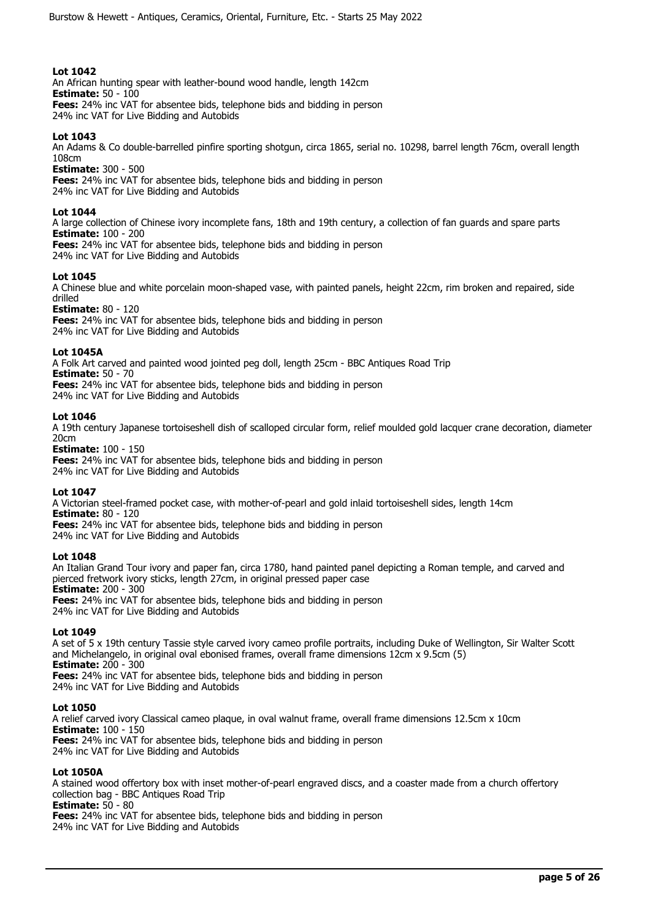**Lot 1042**
An African hunting spear with leather-bound wood handle, length 142cm
**Estimate:** 50 - 100
**Fees:** 24% inc VAT for absentee bids, telephone bids and bidding in person
24% inc VAT for Live Bidding and Autobids

**Lot 1043**
An Adams & Co double-barrelled pinfire sporting shotgun, circa 1865, serial no. 10298, barrel length 76cm, overall length 108cm
**Estimate:** 300 - 500
**Fees:** 24% inc VAT for absentee bids, telephone bids and bidding in person
24% inc VAT for Live Bidding and Autobids

**Lot 1044**
A large collection of Chinese ivory incomplete fans, 18th and 19th century, a collection of fan guards and spare parts
**Estimate:** 100 - 200
**Fees:** 24% inc VAT for absentee bids, telephone bids and bidding in person
24% inc VAT for Live Bidding and Autobids

**Lot 1045**
A Chinese blue and white porcelain moon-shaped vase, with painted panels, height 22cm, rim broken and repaired, side drilled
**Estimate:** 80 - 120
**Fees:** 24% inc VAT for absentee bids, telephone bids and bidding in person
24% inc VAT for Live Bidding and Autobids

**Lot 1045A**
A Folk Art carved and painted wood jointed peg doll, length 25cm - BBC Antiques Road Trip
**Estimate:** 50 - 70
**Fees:** 24% inc VAT for absentee bids, telephone bids and bidding in person
24% inc VAT for Live Bidding and Autobids

**Lot 1046**
A 19th century Japanese tortoiseshell dish of scalloped circular form, relief moulded gold lacquer crane decoration, diameter 20cm
**Estimate:** 100 - 150
**Fees:** 24% inc VAT for absentee bids, telephone bids and bidding in person
24% inc VAT for Live Bidding and Autobids

**Lot 1047**
A Victorian steel-framed pocket case, with mother-of-pearl and gold inlaid tortoiseshell sides, length 14cm
**Estimate:** 80 - 120
**Fees:** 24% inc VAT for absentee bids, telephone bids and bidding in person
24% inc VAT for Live Bidding and Autobids

**Lot 1048**
An Italian Grand Tour ivory and paper fan, circa 1780, hand painted panel depicting a Roman temple, and carved and pierced fretwork ivory sticks, length 27cm, in original pressed paper case
**Estimate:** 200 - 300
**Fees:** 24% inc VAT for absentee bids, telephone bids and bidding in person
24% inc VAT for Live Bidding and Autobids

**Lot 1049**
A set of 5 x 19th century Tassie style carved ivory cameo profile portraits, including Duke of Wellington, Sir Walter Scott and Michelangelo, in original oval ebonised frames, overall frame dimensions 12cm x 9.5cm (5)
**Estimate:** 200 - 300
**Fees:** 24% inc VAT for absentee bids, telephone bids and bidding in person
24% inc VAT for Live Bidding and Autobids

**Lot 1050**
A relief carved ivory Classical cameo plaque, in oval walnut frame, overall frame dimensions 12.5cm x 10cm
**Estimate:** 100 - 150
**Fees:** 24% inc VAT for absentee bids, telephone bids and bidding in person
24% inc VAT for Live Bidding and Autobids

**Lot 1050A**
A stained wood offertory box with inset mother-of-pearl engraved discs, and a coaster made from a church offertory collection bag - BBC Antiques Road Trip
**Estimate:** 50 - 80
**Fees:** 24% inc VAT for absentee bids, telephone bids and bidding in person
24% inc VAT for Live Bidding and Autobids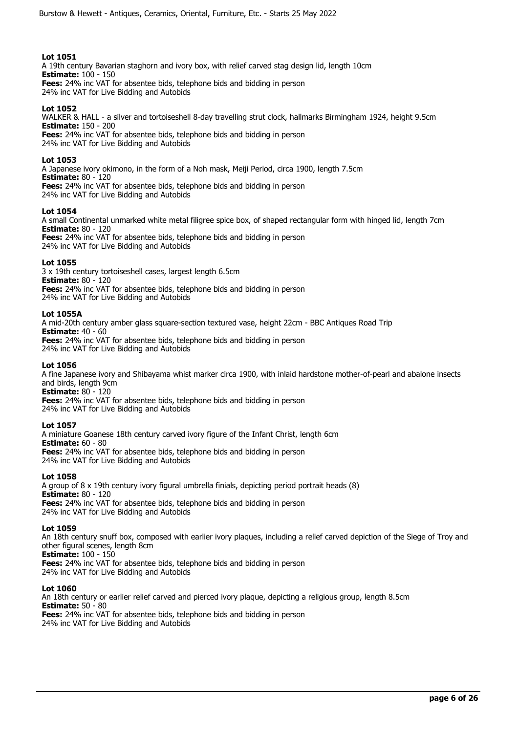**Lot 1051**
A 19th century Bavarian staghorn and ivory box, with relief carved stag design lid, length 10cm
**Estimate:** 100 - 150
**Fees:** 24% inc VAT for absentee bids, telephone bids and bidding in person
24% inc VAT for Live Bidding and Autobids

**Lot 1052**
WALKER & HALL - a silver and tortoiseshell 8-day travelling strut clock, hallmarks Birmingham 1924, height 9.5cm
**Estimate:** 150 - 200
**Fees:** 24% inc VAT for absentee bids, telephone bids and bidding in person
24% inc VAT for Live Bidding and Autobids

**Lot 1053**
A Japanese ivory okimono, in the form of a Noh mask, Meiji Period, circa 1900, length 7.5cm
**Estimate:** 80 - 120
**Fees:** 24% inc VAT for absentee bids, telephone bids and bidding in person
24% inc VAT for Live Bidding and Autobids

**Lot 1054**
A small Continental unmarked white metal filigree spice box, of shaped rectangular form with hinged lid, length 7cm
**Estimate:** 80 - 120
**Fees:** 24% inc VAT for absentee bids, telephone bids and bidding in person
24% inc VAT for Live Bidding and Autobids

**Lot 1055**
3 x 19th century tortoiseshell cases, largest length 6.5cm
**Estimate:** 80 - 120
**Fees:** 24% inc VAT for absentee bids, telephone bids and bidding in person
24% inc VAT for Live Bidding and Autobids

**Lot 1055A**
A mid-20th century amber glass square-section textured vase, height 22cm - BBC Antiques Road Trip
**Estimate:** 40 - 60
**Fees:** 24% inc VAT for absentee bids, telephone bids and bidding in person
24% inc VAT for Live Bidding and Autobids

**Lot 1056**
A fine Japanese ivory and Shibayama whist marker circa 1900, with inlaid hardstone mother-of-pearl and abalone insects and birds, length 9cm
**Estimate:** 80 - 120
**Fees:** 24% inc VAT for absentee bids, telephone bids and bidding in person
24% inc VAT for Live Bidding and Autobids

**Lot 1057**
A miniature Goanese 18th century carved ivory figure of the Infant Christ, length 6cm
**Estimate:** 60 - 80
**Fees:** 24% inc VAT for absentee bids, telephone bids and bidding in person
24% inc VAT for Live Bidding and Autobids

**Lot 1058**
A group of 8 x 19th century ivory figural umbrella finials, depicting period portrait heads (8)
**Estimate:** 80 - 120
**Fees:** 24% inc VAT for absentee bids, telephone bids and bidding in person
24% inc VAT for Live Bidding and Autobids

**Lot 1059**
An 18th century snuff box, composed with earlier ivory plaques, including a relief carved depiction of the Siege of Troy and other figural scenes, length 8cm
**Estimate:** 100 - 150
**Fees:** 24% inc VAT for absentee bids, telephone bids and bidding in person
24% inc VAT for Live Bidding and Autobids

**Lot 1060**
An 18th century or earlier relief carved and pierced ivory plaque, depicting a religious group, length 8.5cm
**Estimate:** 50 - 80
**Fees:** 24% inc VAT for absentee bids, telephone bids and bidding in person
24% inc VAT for Live Bidding and Autobids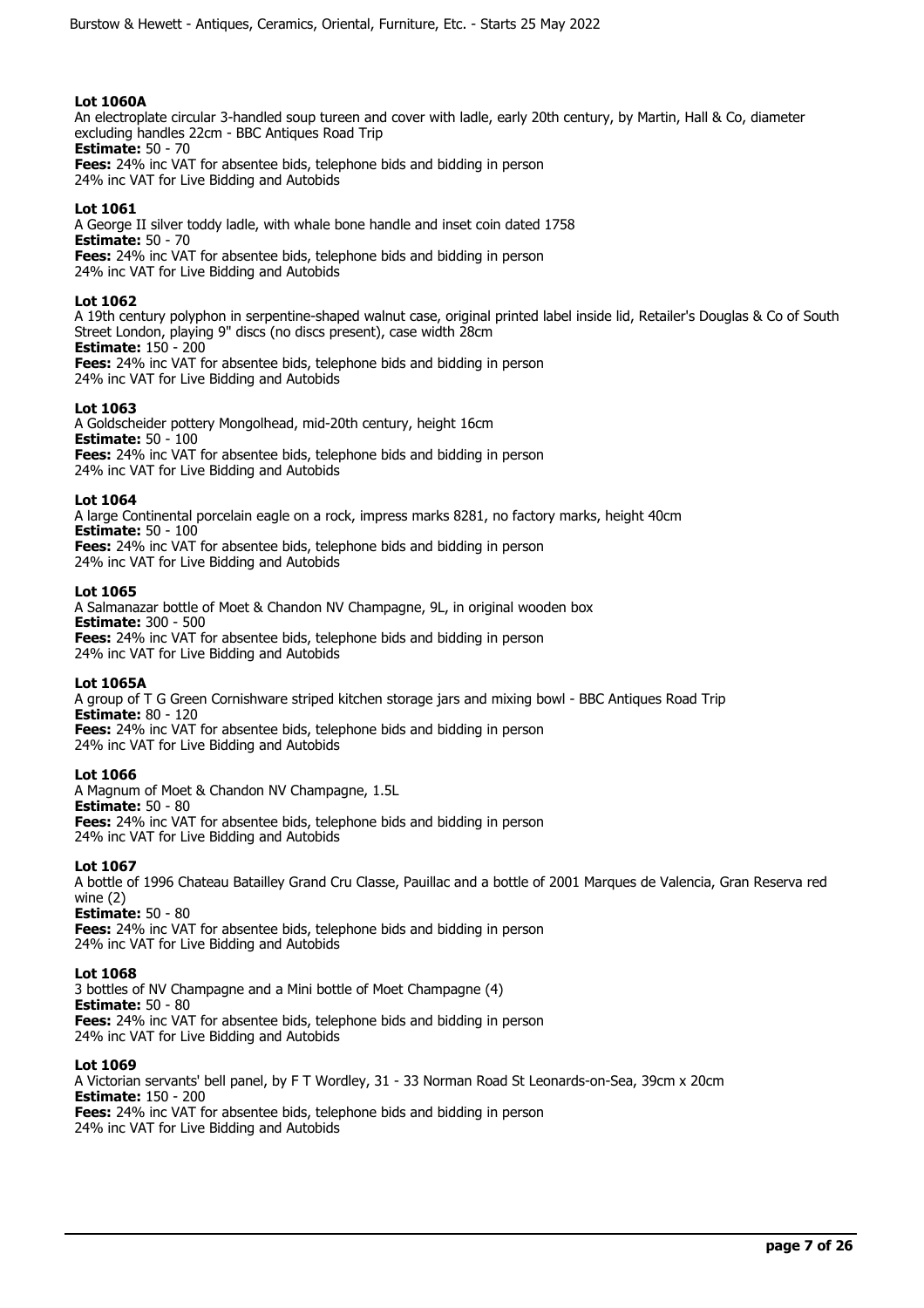### Lot 1060A

An electroplate circular 3-handled soup tureen and cover with ladle, early 20th century, by Martin, Hall & Co, diameter excluding handles 22cm - BBC Antiques Road Trip

**Estimate:** 50 - 70

**Fees:** 24% inc VAT for absentee bids, telephone bids and bidding in person
24% inc VAT for Live Bidding and Autobids

### Lot 1061

A George II silver toddy ladle, with whale bone handle and inset coin dated 1758

**Estimate:** 50 - 70

**Fees:** 24% inc VAT for absentee bids, telephone bids and bidding in person
24% inc VAT for Live Bidding and Autobids

### Lot 1062

A 19th century polyphon in serpentine-shaped walnut case, original printed label inside lid, Retailer's Douglas & Co of South Street London, playing 9" discs (no discs present), case width 28cm

**Estimate:** 150 - 200

**Fees:** 24% inc VAT for absentee bids, telephone bids and bidding in person
24% inc VAT for Live Bidding and Autobids

### Lot 1063

A Goldscheider pottery Mongolhead, mid-20th century, height 16cm

**Estimate:** 50 - 100

**Fees:** 24% inc VAT for absentee bids, telephone bids and bidding in person
24% inc VAT for Live Bidding and Autobids

### Lot 1064

A large Continental porcelain eagle on a rock, impress marks 8281, no factory marks, height 40cm

**Estimate:** 50 - 100

**Fees:** 24% inc VAT for absentee bids, telephone bids and bidding in person
24% inc VAT for Live Bidding and Autobids

### Lot 1065

A Salmanazar bottle of Moet & Chandon NV Champagne, 9L, in original wooden box

**Estimate:** 300 - 500

**Fees:** 24% inc VAT for absentee bids, telephone bids and bidding in person
24% inc VAT for Live Bidding and Autobids

### Lot 1065A

A group of T G Green Cornishware striped kitchen storage jars and mixing bowl - BBC Antiques Road Trip

**Estimate:** 80 - 120

**Fees:** 24% inc VAT for absentee bids, telephone bids and bidding in person
24% inc VAT for Live Bidding and Autobids

### Lot 1066

A Magnum of Moet & Chandon NV Champagne, 1.5L

**Estimate:** 50 - 80

**Fees:** 24% inc VAT for absentee bids, telephone bids and bidding in person
24% inc VAT for Live Bidding and Autobids

### Lot 1067

A bottle of 1996 Chateau Batailley Grand Cru Classe, Pauillac and a bottle of 2001 Marques de Valencia, Gran Reserva red wine (2)

**Estimate:** 50 - 80

**Fees:** 24% inc VAT for absentee bids, telephone bids and bidding in person
24% inc VAT for Live Bidding and Autobids

### Lot 1068

3 bottles of NV Champagne and a Mini bottle of Moet Champagne (4)

**Estimate:** 50 - 80

**Fees:** 24% inc VAT for absentee bids, telephone bids and bidding in person
24% inc VAT for Live Bidding and Autobids

### Lot 1069

A Victorian servants' bell panel, by F T Wordley, 31 - 33 Norman Road St Leonards-on-Sea, 39cm x 20cm

**Estimate:** 150 - 200

**Fees:** 24% inc VAT for absentee bids, telephone bids and bidding in person
24% inc VAT for Live Bidding and Autobids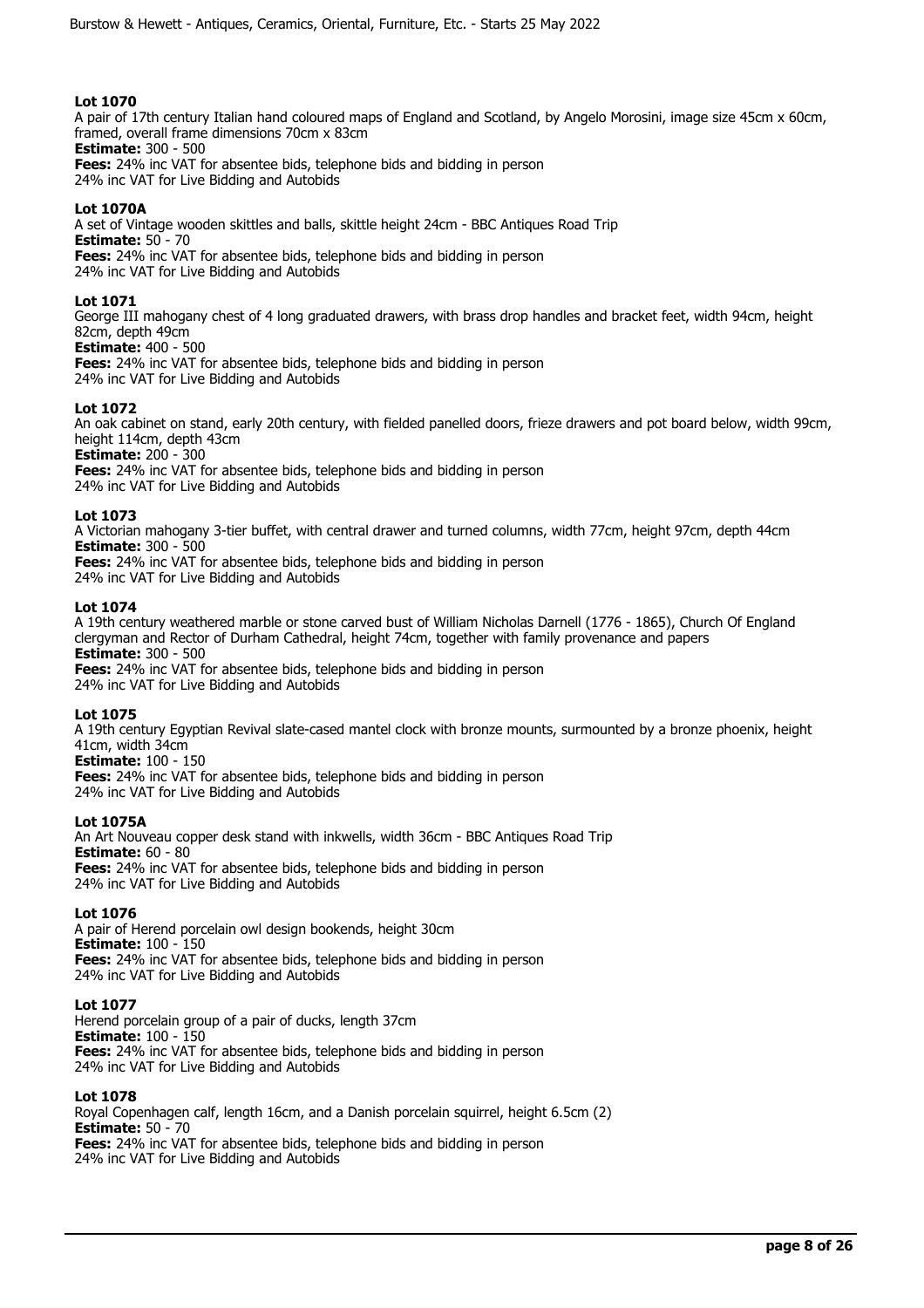**Lot 1070**
A pair of 17th century Italian hand coloured maps of England and Scotland, by Angelo Morosini, image size 45cm x 60cm, framed, overall frame dimensions 70cm x 83cm
**Estimate:** 300 - 500
**Fees:** 24% inc VAT for absentee bids, telephone bids and bidding in person
24% inc VAT for Live Bidding and Autobids

**Lot 1070A**
A set of Vintage wooden skittles and balls, skittle height 24cm - BBC Antiques Road Trip
**Estimate:** 50 - 70
**Fees:** 24% inc VAT for absentee bids, telephone bids and bidding in person
24% inc VAT for Live Bidding and Autobids

**Lot 1071**
George III mahogany chest of 4 long graduated drawers, with brass drop handles and bracket feet, width 94cm, height 82cm, depth 49cm
**Estimate:** 400 - 500
**Fees:** 24% inc VAT for absentee bids, telephone bids and bidding in person
24% inc VAT for Live Bidding and Autobids

**Lot 1072**
An oak cabinet on stand, early 20th century, with fielded panelled doors, frieze drawers and pot board below, width 99cm, height 114cm, depth 43cm
**Estimate:** 200 - 300
**Fees:** 24% inc VAT for absentee bids, telephone bids and bidding in person
24% inc VAT for Live Bidding and Autobids

**Lot 1073**
A Victorian mahogany 3-tier buffet, with central drawer and turned columns, width 77cm, height 97cm, depth 44cm
**Estimate:** 300 - 500
**Fees:** 24% inc VAT for absentee bids, telephone bids and bidding in person
24% inc VAT for Live Bidding and Autobids

**Lot 1074**
A 19th century weathered marble or stone carved bust of William Nicholas Darnell (1776 - 1865), Church Of England clergyman and Rector of Durham Cathedral, height 74cm, together with family provenance and papers
**Estimate:** 300 - 500
**Fees:** 24% inc VAT for absentee bids, telephone bids and bidding in person
24% inc VAT for Live Bidding and Autobids

**Lot 1075**
A 19th century Egyptian Revival slate-cased mantel clock with bronze mounts, surmounted by a bronze phoenix, height 41cm, width 34cm
**Estimate:** 100 - 150
**Fees:** 24% inc VAT for absentee bids, telephone bids and bidding in person
24% inc VAT for Live Bidding and Autobids

**Lot 1075A**
An Art Nouveau copper desk stand with inkwells, width 36cm - BBC Antiques Road Trip
**Estimate:** 60 - 80
**Fees:** 24% inc VAT for absentee bids, telephone bids and bidding in person
24% inc VAT for Live Bidding and Autobids

**Lot 1076**
A pair of Herend porcelain owl design bookends, height 30cm
**Estimate:** 100 - 150
**Fees:** 24% inc VAT for absentee bids, telephone bids and bidding in person
24% inc VAT for Live Bidding and Autobids

**Lot 1077**
Herend porcelain group of a pair of ducks, length 37cm
**Estimate:** 100 - 150
**Fees:** 24% inc VAT for absentee bids, telephone bids and bidding in person
24% inc VAT for Live Bidding and Autobids

**Lot 1078**
Royal Copenhagen calf, length 16cm, and a Danish porcelain squirrel, height 6.5cm (2)
**Estimate:** 50 - 70
**Fees:** 24% inc VAT for absentee bids, telephone bids and bidding in person
24% inc VAT for Live Bidding and Autobids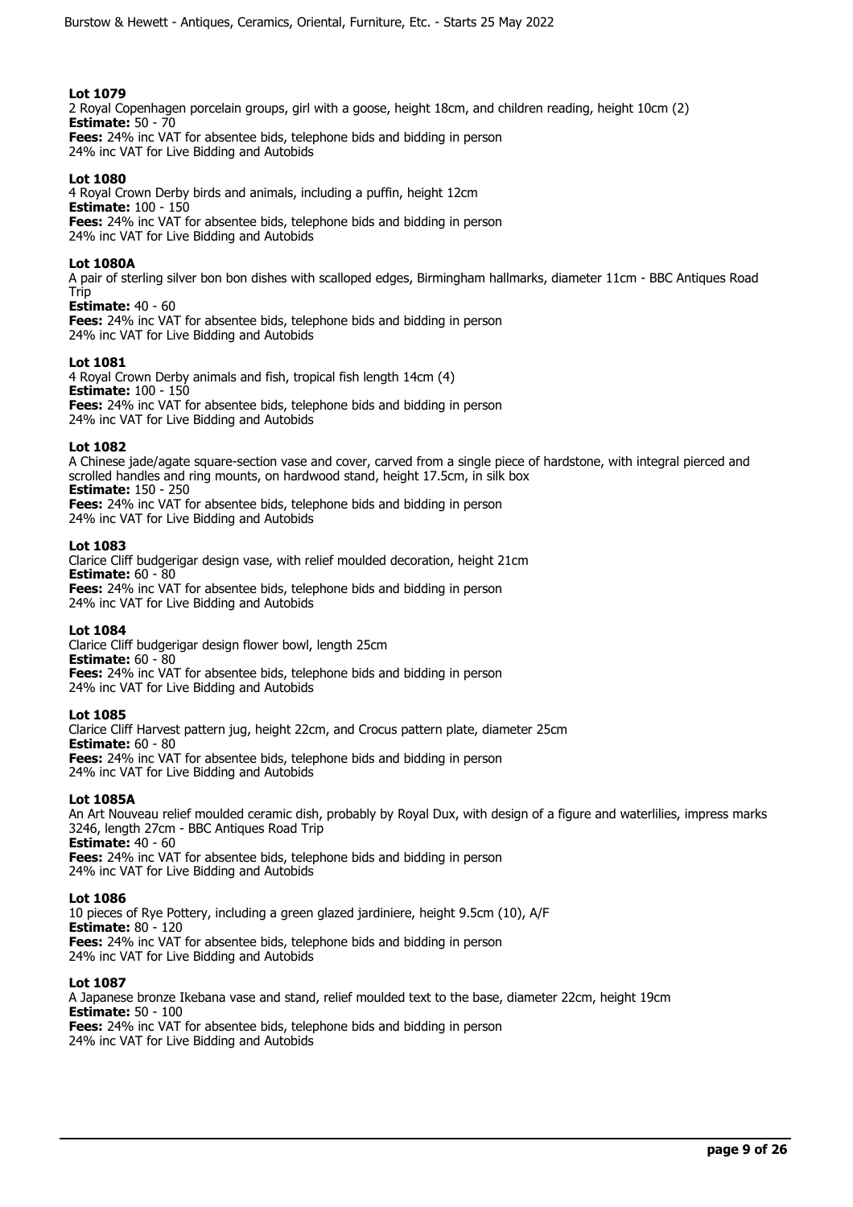**Lot 1079**
2 Royal Copenhagen porcelain groups, girl with a goose, height 18cm, and children reading, height 10cm (2)
**Estimate:** 50 - 70
**Fees:** 24% inc VAT for absentee bids, telephone bids and bidding in person
24% inc VAT for Live Bidding and Autobids

**Lot 1080**
4 Royal Crown Derby birds and animals, including a puffin, height 12cm
**Estimate:** 100 - 150
**Fees:** 24% inc VAT for absentee bids, telephone bids and bidding in person
24% inc VAT for Live Bidding and Autobids

**Lot 1080A**
A pair of sterling silver bon bon dishes with scalloped edges, Birmingham hallmarks, diameter 11cm - BBC Antiques Road Trip
**Estimate:** 40 - 60
**Fees:** 24% inc VAT for absentee bids, telephone bids and bidding in person
24% inc VAT for Live Bidding and Autobids

**Lot 1081**
4 Royal Crown Derby animals and fish, tropical fish length 14cm (4)
**Estimate:** 100 - 150
**Fees:** 24% inc VAT for absentee bids, telephone bids and bidding in person
24% inc VAT for Live Bidding and Autobids

**Lot 1082**
A Chinese jade/agate square-section vase and cover, carved from a single piece of hardstone, with integral pierced and scrolled handles and ring mounts, on hardwood stand, height 17.5cm, in silk box
**Estimate:** 150 - 250
**Fees:** 24% inc VAT for absentee bids, telephone bids and bidding in person
24% inc VAT for Live Bidding and Autobids

**Lot 1083**
Clarice Cliff budgerigar design vase, with relief moulded decoration, height 21cm
**Estimate:** 60 - 80
**Fees:** 24% inc VAT for absentee bids, telephone bids and bidding in person
24% inc VAT for Live Bidding and Autobids

**Lot 1084**
Clarice Cliff budgerigar design flower bowl, length 25cm
**Estimate:** 60 - 80
**Fees:** 24% inc VAT for absentee bids, telephone bids and bidding in person
24% inc VAT for Live Bidding and Autobids

**Lot 1085**
Clarice Cliff Harvest pattern jug, height 22cm, and Crocus pattern plate, diameter 25cm
**Estimate:** 60 - 80
**Fees:** 24% inc VAT for absentee bids, telephone bids and bidding in person
24% inc VAT for Live Bidding and Autobids

**Lot 1085A**
An Art Nouveau relief moulded ceramic dish, probably by Royal Dux, with design of a figure and waterlilies, impress marks 3246, length 27cm - BBC Antiques Road Trip
**Estimate:** 40 - 60
**Fees:** 24% inc VAT for absentee bids, telephone bids and bidding in person
24% inc VAT for Live Bidding and Autobids

**Lot 1086**
10 pieces of Rye Pottery, including a green glazed jardiniere, height 9.5cm (10), A/F
**Estimate:** 80 - 120
**Fees:** 24% inc VAT for absentee bids, telephone bids and bidding in person
24% inc VAT for Live Bidding and Autobids

**Lot 1087**
A Japanese bronze Ikebana vase and stand, relief moulded text to the base, diameter 22cm, height 19cm
**Estimate:** 50 - 100
**Fees:** 24% inc VAT for absentee bids, telephone bids and bidding in person
24% inc VAT for Live Bidding and Autobids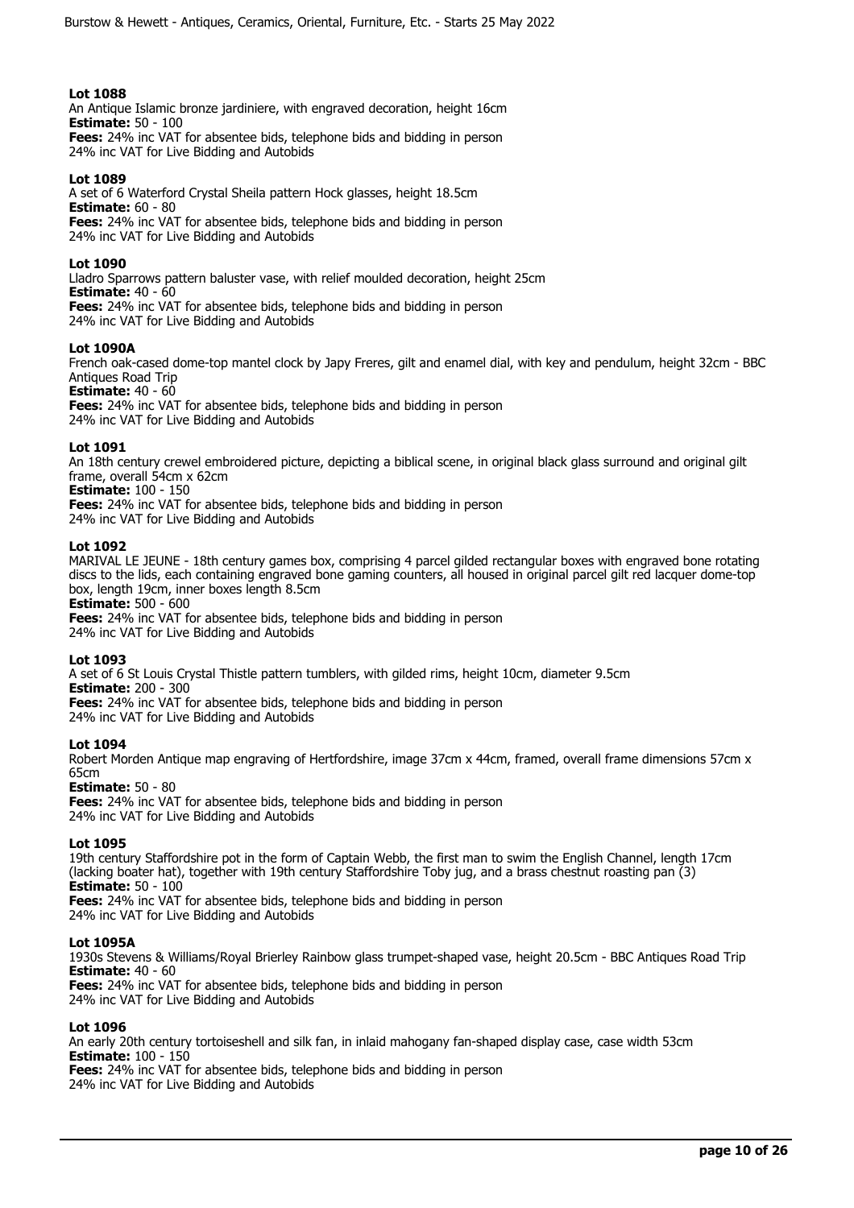**Lot 1088**
An Antique Islamic bronze jardiniere, with engraved decoration, height 16cm
**Estimate:** 50 - 100
**Fees:** 24% inc VAT for absentee bids, telephone bids and bidding in person
24% inc VAT for Live Bidding and Autobids

**Lot 1089**
A set of 6 Waterford Crystal Sheila pattern Hock glasses, height 18.5cm
**Estimate:** 60 - 80
**Fees:** 24% inc VAT for absentee bids, telephone bids and bidding in person
24% inc VAT for Live Bidding and Autobids

**Lot 1090**
Lladro Sparrows pattern baluster vase, with relief moulded decoration, height 25cm
**Estimate:** 40 - 60
**Fees:** 24% inc VAT for absentee bids, telephone bids and bidding in person
24% inc VAT for Live Bidding and Autobids

**Lot 1090A**
French oak-cased dome-top mantel clock by Japy Freres, gilt and enamel dial, with key and pendulum, height 32cm - BBC Antiques Road Trip
**Estimate:** 40 - 60
**Fees:** 24% inc VAT for absentee bids, telephone bids and bidding in person
24% inc VAT for Live Bidding and Autobids

**Lot 1091**
An 18th century crewel embroidered picture, depicting a biblical scene, in original black glass surround and original gilt frame, overall 54cm x 62cm
**Estimate:** 100 - 150
**Fees:** 24% inc VAT for absentee bids, telephone bids and bidding in person
24% inc VAT for Live Bidding and Autobids

**Lot 1092**
MARIVAL LE JEUNE - 18th century games box, comprising 4 parcel gilded rectangular boxes with engraved bone rotating discs to the lids, each containing engraved bone gaming counters, all housed in original parcel gilt red lacquer dome-top box, length 19cm, inner boxes length 8.5cm
**Estimate:** 500 - 600
**Fees:** 24% inc VAT for absentee bids, telephone bids and bidding in person
24% inc VAT for Live Bidding and Autobids

**Lot 1093**
A set of 6 St Louis Crystal Thistle pattern tumblers, with gilded rims, height 10cm, diameter 9.5cm
**Estimate:** 200 - 300
**Fees:** 24% inc VAT for absentee bids, telephone bids and bidding in person
24% inc VAT for Live Bidding and Autobids

**Lot 1094**
Robert Morden Antique map engraving of Hertfordshire, image 37cm x 44cm, framed, overall frame dimensions 57cm x 65cm
**Estimate:** 50 - 80
**Fees:** 24% inc VAT for absentee bids, telephone bids and bidding in person
24% inc VAT for Live Bidding and Autobids

**Lot 1095**
19th century Staffordshire pot in the form of Captain Webb, the first man to swim the English Channel, length 17cm (lacking boater hat), together with 19th century Staffordshire Toby jug, and a brass chestnut roasting pan (3)
**Estimate:** 50 - 100
**Fees:** 24% inc VAT for absentee bids, telephone bids and bidding in person
24% inc VAT for Live Bidding and Autobids

**Lot 1095A**
1930s Stevens & Williams/Royal Brierley Rainbow glass trumpet-shaped vase, height 20.5cm - BBC Antiques Road Trip
**Estimate:** 40 - 60
**Fees:** 24% inc VAT for absentee bids, telephone bids and bidding in person
24% inc VAT for Live Bidding and Autobids

**Lot 1096**
An early 20th century tortoiseshell and silk fan, in inlaid mahogany fan-shaped display case, case width 53cm
**Estimate:** 100 - 150
**Fees:** 24% inc VAT for absentee bids, telephone bids and bidding in person
24% inc VAT for Live Bidding and Autobids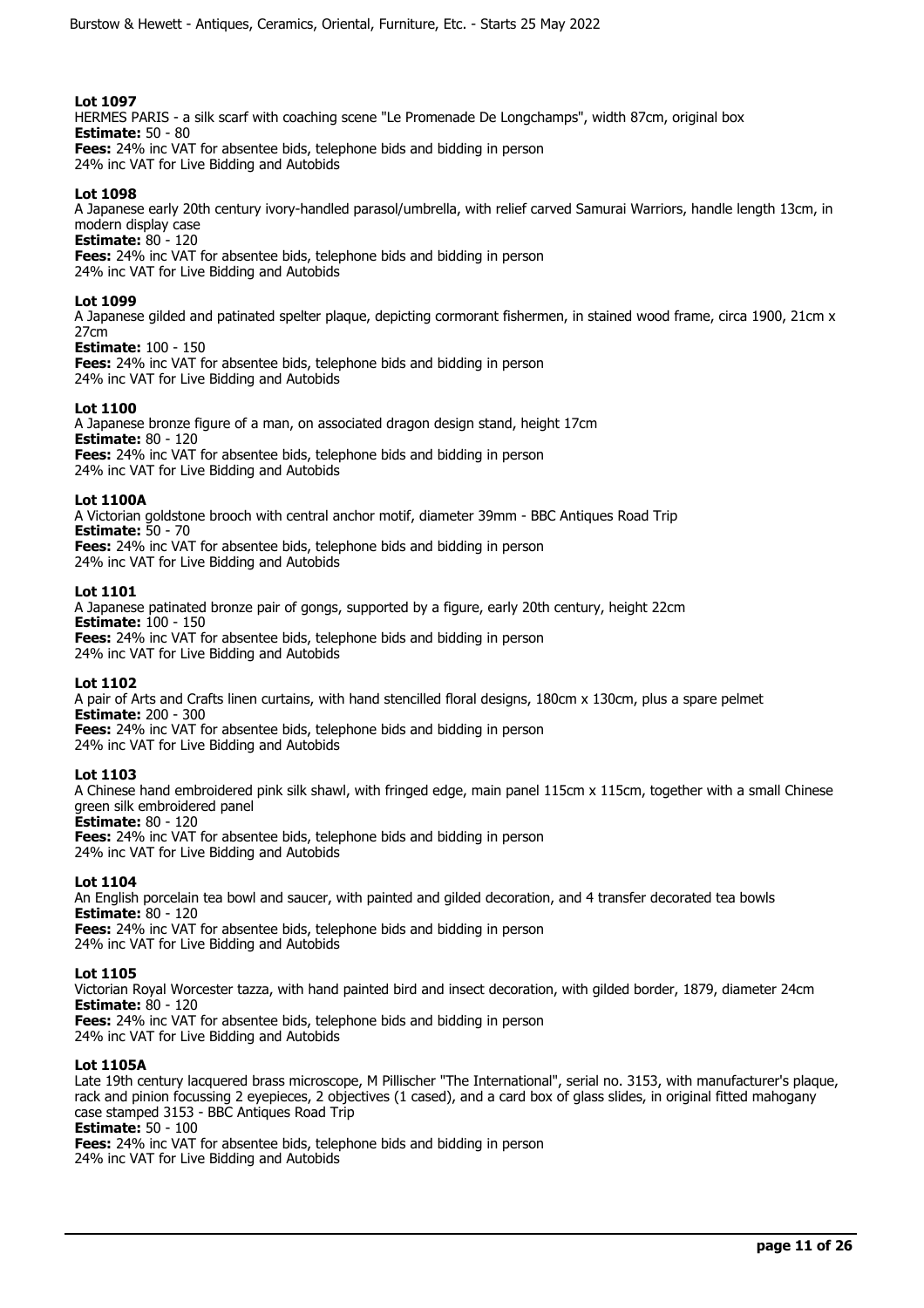### Lot 1097

HERMES PARIS - a silk scarf with coaching scene "Le Promenade De Longchamps", width 87cm, original box

**Estimate:** 50 - 80

**Fees:** 24% inc VAT for absentee bids, telephone bids and bidding in person
24% inc VAT for Live Bidding and Autobids

### Lot 1098

A Japanese early 20th century ivory-handled parasol/umbrella, with relief carved Samurai Warriors, handle length 13cm, in modern display case

**Estimate:** 80 - 120

**Fees:** 24% inc VAT for absentee bids, telephone bids and bidding in person
24% inc VAT for Live Bidding and Autobids

### Lot 1099

A Japanese gilded and patinated spelter plaque, depicting cormorant fishermen, in stained wood frame, circa 1900, 21cm x 27cm

**Estimate:** 100 - 150

**Fees:** 24% inc VAT for absentee bids, telephone bids and bidding in person
24% inc VAT for Live Bidding and Autobids

### Lot 1100

A Japanese bronze figure of a man, on associated dragon design stand, height 17cm

**Estimate:** 80 - 120

**Fees:** 24% inc VAT for absentee bids, telephone bids and bidding in person
24% inc VAT for Live Bidding and Autobids

### Lot 1100A

A Victorian goldstone brooch with central anchor motif, diameter 39mm - BBC Antiques Road Trip

**Estimate:** 50 - 70

**Fees:** 24% inc VAT for absentee bids, telephone bids and bidding in person
24% inc VAT for Live Bidding and Autobids

### Lot 1101

A Japanese patinated bronze pair of gongs, supported by a figure, early 20th century, height 22cm

**Estimate:** 100 - 150

**Fees:** 24% inc VAT for absentee bids, telephone bids and bidding in person
24% inc VAT for Live Bidding and Autobids

### Lot 1102

A pair of Arts and Crafts linen curtains, with hand stencilled floral designs, 180cm x 130cm, plus a spare pelmet

**Estimate:** 200 - 300

**Fees:** 24% inc VAT for absentee bids, telephone bids and bidding in person
24% inc VAT for Live Bidding and Autobids

### Lot 1103

A Chinese hand embroidered pink silk shawl, with fringed edge, main panel 115cm x 115cm, together with a small Chinese green silk embroidered panel

**Estimate:** 80 - 120

**Fees:** 24% inc VAT for absentee bids, telephone bids and bidding in person
24% inc VAT for Live Bidding and Autobids

### Lot 1104

An English porcelain tea bowl and saucer, with painted and gilded decoration, and 4 transfer decorated tea bowls

**Estimate:** 80 - 120

**Fees:** 24% inc VAT for absentee bids, telephone bids and bidding in person
24% inc VAT for Live Bidding and Autobids

### Lot 1105

Victorian Royal Worcester tazza, with hand painted bird and insect decoration, with gilded border, 1879, diameter 24cm

**Estimate:** 80 - 120

**Fees:** 24% inc VAT for absentee bids, telephone bids and bidding in person
24% inc VAT for Live Bidding and Autobids

### Lot 1105A

Late 19th century lacquered brass microscope, M Pillischer "The International", serial no. 3153, with manufacturer's plaque, rack and pinion focussing 2 eyepieces, 2 objectives (1 cased), and a card box of glass slides, in original fitted mahogany case stamped 3153 - BBC Antiques Road Trip

**Estimate:** 50 - 100

**Fees:** 24% inc VAT for absentee bids, telephone bids and bidding in person
24% inc VAT for Live Bidding and Autobids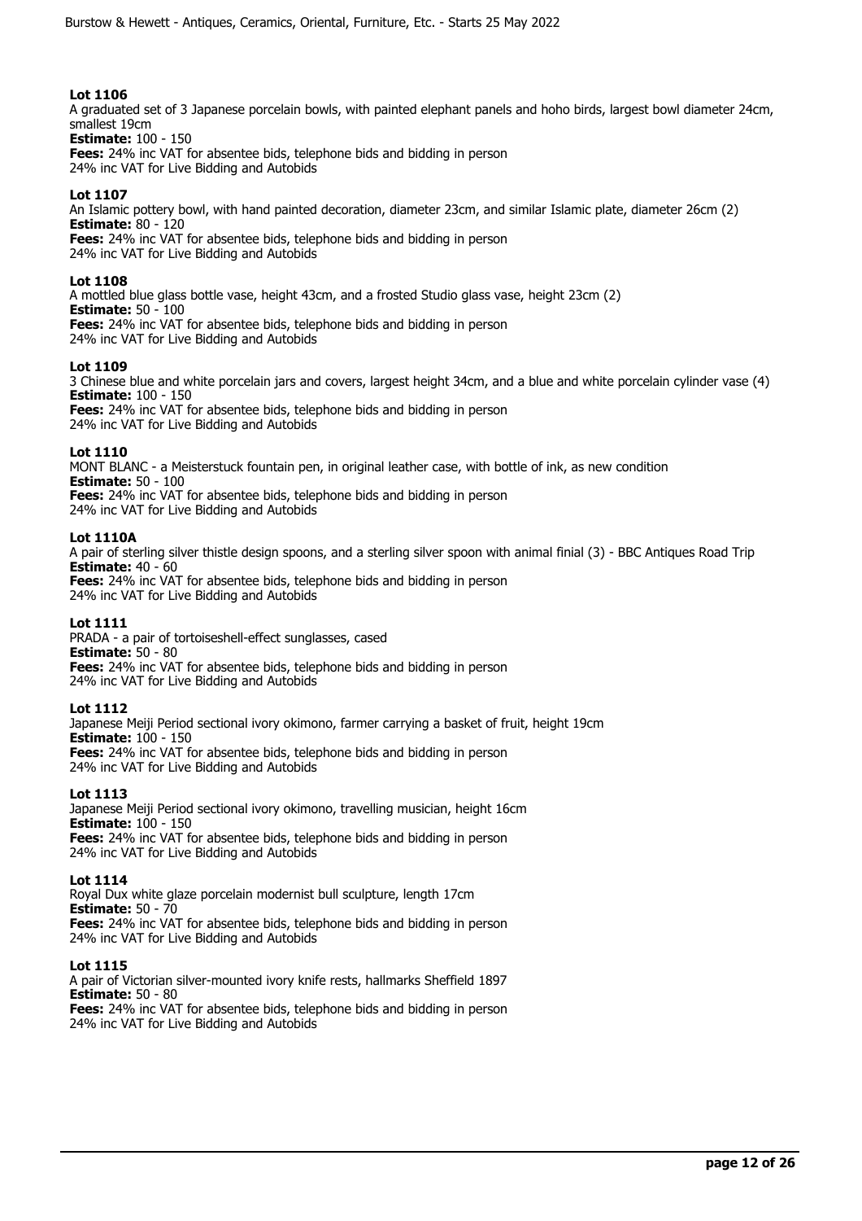**Lot 1106**
A graduated set of 3 Japanese porcelain bowls, with painted elephant panels and hoho birds, largest bowl diameter 24cm, smallest 19cm
**Estimate:** 100 - 150
**Fees:** 24% inc VAT for absentee bids, telephone bids and bidding in person
24% inc VAT for Live Bidding and Autobids

**Lot 1107**
An Islamic pottery bowl, with hand painted decoration, diameter 23cm, and similar Islamic plate, diameter 26cm (2)
**Estimate:** 80 - 120
**Fees:** 24% inc VAT for absentee bids, telephone bids and bidding in person
24% inc VAT for Live Bidding and Autobids

**Lot 1108**
A mottled blue glass bottle vase, height 43cm, and a frosted Studio glass vase, height 23cm (2)
**Estimate:** 50 - 100
**Fees:** 24% inc VAT for absentee bids, telephone bids and bidding in person
24% inc VAT for Live Bidding and Autobids

**Lot 1109**
3 Chinese blue and white porcelain jars and covers, largest height 34cm, and a blue and white porcelain cylinder vase (4)
**Estimate:** 100 - 150
**Fees:** 24% inc VAT for absentee bids, telephone bids and bidding in person
24% inc VAT for Live Bidding and Autobids

**Lot 1110**
MONT BLANC - a Meisterstuck fountain pen, in original leather case, with bottle of ink, as new condition
**Estimate:** 50 - 100
**Fees:** 24% inc VAT for absentee bids, telephone bids and bidding in person
24% inc VAT for Live Bidding and Autobids

**Lot 1110A**
A pair of sterling silver thistle design spoons, and a sterling silver spoon with animal finial (3) - BBC Antiques Road Trip
**Estimate:** 40 - 60
**Fees:** 24% inc VAT for absentee bids, telephone bids and bidding in person
24% inc VAT for Live Bidding and Autobids

**Lot 1111**
PRADA - a pair of tortoiseshell-effect sunglasses, cased
**Estimate:** 50 - 80
**Fees:** 24% inc VAT for absentee bids, telephone bids and bidding in person
24% inc VAT for Live Bidding and Autobids

**Lot 1112**
Japanese Meiji Period sectional ivory okimono, farmer carrying a basket of fruit, height 19cm
**Estimate:** 100 - 150
**Fees:** 24% inc VAT for absentee bids, telephone bids and bidding in person
24% inc VAT for Live Bidding and Autobids

**Lot 1113**
Japanese Meiji Period sectional ivory okimono, travelling musician, height 16cm
**Estimate:** 100 - 150
**Fees:** 24% inc VAT for absentee bids, telephone bids and bidding in person
24% inc VAT for Live Bidding and Autobids

**Lot 1114**
Royal Dux white glaze porcelain modernist bull sculpture, length 17cm
**Estimate:** 50 - 70
**Fees:** 24% inc VAT for absentee bids, telephone bids and bidding in person
24% inc VAT for Live Bidding and Autobids

**Lot 1115**
A pair of Victorian silver-mounted ivory knife rests, hallmarks Sheffield 1897
**Estimate:** 50 - 80
**Fees:** 24% inc VAT for absentee bids, telephone bids and bidding in person
24% inc VAT for Live Bidding and Autobids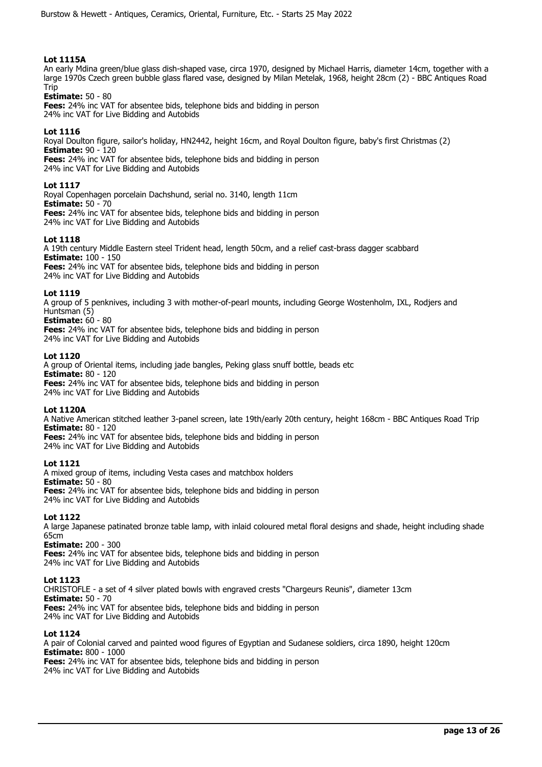**Lot 1115A**
An early Mdina green/blue glass dish-shaped vase, circa 1970, designed by Michael Harris, diameter 14cm, together with a large 1970s Czech green bubble glass flared vase, designed by Milan Metelak, 1968, height 28cm (2) - BBC Antiques Road Trip
**Estimate:** 50 - 80
**Fees:** 24% inc VAT for absentee bids, telephone bids and bidding in person
24% inc VAT for Live Bidding and Autobids

**Lot 1116**
Royal Doulton figure, sailor's holiday, HN2442, height 16cm, and Royal Doulton figure, baby's first Christmas (2)
**Estimate:** 90 - 120
**Fees:** 24% inc VAT for absentee bids, telephone bids and bidding in person
24% inc VAT for Live Bidding and Autobids

**Lot 1117**
Royal Copenhagen porcelain Dachshund, serial no. 3140, length 11cm
**Estimate:** 50 - 70
**Fees:** 24% inc VAT for absentee bids, telephone bids and bidding in person
24% inc VAT for Live Bidding and Autobids

**Lot 1118**
A 19th century Middle Eastern steel Trident head, length 50cm, and a relief cast-brass dagger scabbard
**Estimate:** 100 - 150
**Fees:** 24% inc VAT for absentee bids, telephone bids and bidding in person
24% inc VAT for Live Bidding and Autobids

**Lot 1119**
A group of 5 penknives, including 3 with mother-of-pearl mounts, including George Wostenholm, IXL, Rodjers and Huntsman (5)
**Estimate:** 60 - 80
**Fees:** 24% inc VAT for absentee bids, telephone bids and bidding in person
24% inc VAT for Live Bidding and Autobids

**Lot 1120**
A group of Oriental items, including jade bangles, Peking glass snuff bottle, beads etc
**Estimate:** 80 - 120
**Fees:** 24% inc VAT for absentee bids, telephone bids and bidding in person
24% inc VAT for Live Bidding and Autobids

**Lot 1120A**
A Native American stitched leather 3-panel screen, late 19th/early 20th century, height 168cm - BBC Antiques Road Trip
**Estimate:** 80 - 120
**Fees:** 24% inc VAT for absentee bids, telephone bids and bidding in person
24% inc VAT for Live Bidding and Autobids

**Lot 1121**
A mixed group of items, including Vesta cases and matchbox holders
**Estimate:** 50 - 80
**Fees:** 24% inc VAT for absentee bids, telephone bids and bidding in person
24% inc VAT for Live Bidding and Autobids

**Lot 1122**
A large Japanese patinated bronze table lamp, with inlaid coloured metal floral designs and shade, height including shade 65cm
**Estimate:** 200 - 300
**Fees:** 24% inc VAT for absentee bids, telephone bids and bidding in person
24% inc VAT for Live Bidding and Autobids

**Lot 1123**
CHRISTOFLE - a set of 4 silver plated bowls with engraved crests "Chargeurs Reunis", diameter 13cm
**Estimate:** 50 - 70
**Fees:** 24% inc VAT for absentee bids, telephone bids and bidding in person
24% inc VAT for Live Bidding and Autobids

**Lot 1124**
A pair of Colonial carved and painted wood figures of Egyptian and Sudanese soldiers, circa 1890, height 120cm
**Estimate:** 800 - 1000
**Fees:** 24% inc VAT for absentee bids, telephone bids and bidding in person
24% inc VAT for Live Bidding and Autobids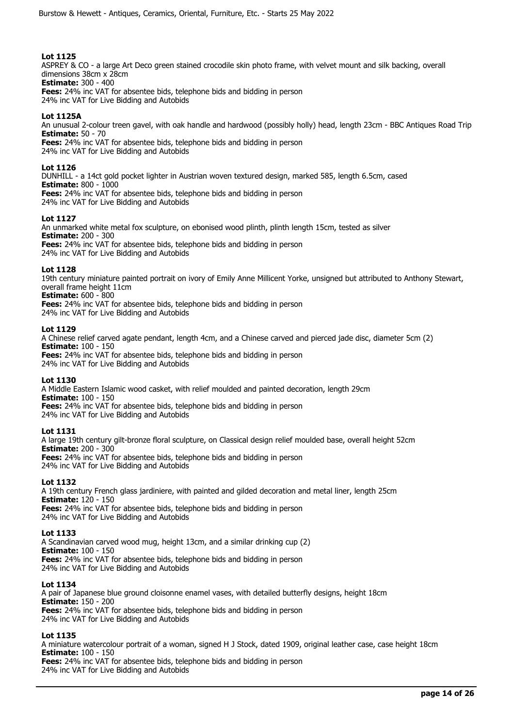### Lot 1125

ASPREY & CO - a large Art Deco green stained crocodile skin photo frame, with velvet mount and silk backing, overall dimensions 38cm x 28cm

**Estimate:** 300 - 400

**Fees:** 24% inc VAT for absentee bids, telephone bids and bidding in person
24% inc VAT for Live Bidding and Autobids

### Lot 1125A

An unusual 2-colour treen gavel, with oak handle and hardwood (possibly holly) head, length 23cm - BBC Antiques Road Trip

**Estimate:** 50 - 70

**Fees:** 24% inc VAT for absentee bids, telephone bids and bidding in person
24% inc VAT for Live Bidding and Autobids

### Lot 1126

DUNHILL - a 14ct gold pocket lighter in Austrian woven textured design, marked 585, length 6.5cm, cased

**Estimate:** 800 - 1000

**Fees:** 24% inc VAT for absentee bids, telephone bids and bidding in person
24% inc VAT for Live Bidding and Autobids

### Lot 1127

An unmarked white metal fox sculpture, on ebonised wood plinth, plinth length 15cm, tested as silver

**Estimate:** 200 - 300

**Fees:** 24% inc VAT for absentee bids, telephone bids and bidding in person
24% inc VAT for Live Bidding and Autobids

### Lot 1128

19th century miniature painted portrait on ivory of Emily Anne Millicent Yorke, unsigned but attributed to Anthony Stewart, overall frame height 11cm

**Estimate:** 600 - 800

**Fees:** 24% inc VAT for absentee bids, telephone bids and bidding in person
24% inc VAT for Live Bidding and Autobids

### Lot 1129

A Chinese relief carved agate pendant, length 4cm, and a Chinese carved and pierced jade disc, diameter 5cm (2)

**Estimate:** 100 - 150

**Fees:** 24% inc VAT for absentee bids, telephone bids and bidding in person
24% inc VAT for Live Bidding and Autobids

### Lot 1130

A Middle Eastern Islamic wood casket, with relief moulded and painted decoration, length 29cm

**Estimate:** 100 - 150

**Fees:** 24% inc VAT for absentee bids, telephone bids and bidding in person
24% inc VAT for Live Bidding and Autobids

### Lot 1131

A large 19th century gilt-bronze floral sculpture, on Classical design relief moulded base, overall height 52cm

**Estimate:** 200 - 300

**Fees:** 24% inc VAT for absentee bids, telephone bids and bidding in person
24% inc VAT for Live Bidding and Autobids

### Lot 1132

A 19th century French glass jardiniere, with painted and gilded decoration and metal liner, length 25cm

**Estimate:** 120 - 150

**Fees:** 24% inc VAT for absentee bids, telephone bids and bidding in person
24% inc VAT for Live Bidding and Autobids

### Lot 1133

A Scandinavian carved wood mug, height 13cm, and a similar drinking cup (2)

**Estimate:** 100 - 150

**Fees:** 24% inc VAT for absentee bids, telephone bids and bidding in person
24% inc VAT for Live Bidding and Autobids

### Lot 1134

A pair of Japanese blue ground cloisonne enamel vases, with detailed butterfly designs, height 18cm

**Estimate:** 150 - 200

**Fees:** 24% inc VAT for absentee bids, telephone bids and bidding in person
24% inc VAT for Live Bidding and Autobids

### Lot 1135

A miniature watercolour portrait of a woman, signed H J Stock, dated 1909, original leather case, case height 18cm

**Estimate:** 100 - 150

**Fees:** 24% inc VAT for absentee bids, telephone bids and bidding in person
24% inc VAT for Live Bidding and Autobids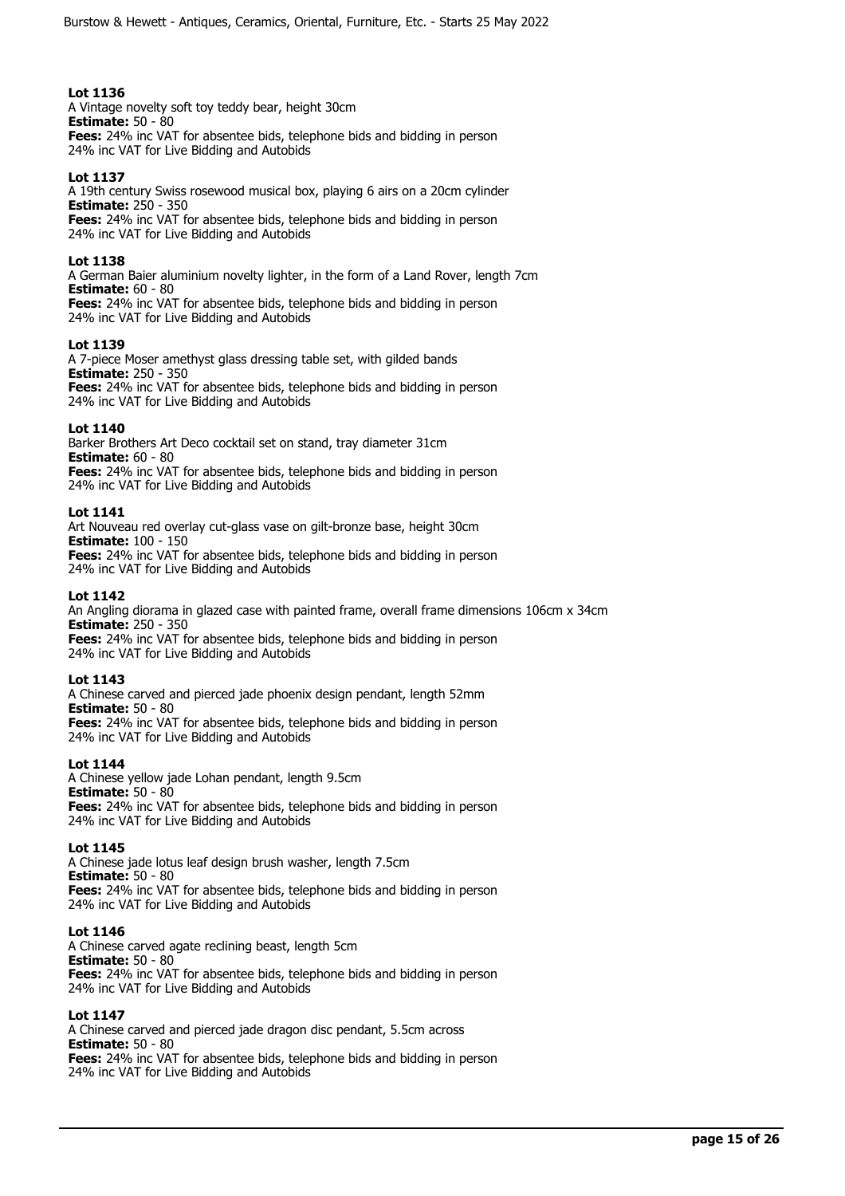**Lot 1136**
A Vintage novelty soft toy teddy bear, height 30cm
**Estimate:** 50 - 80
**Fees:** 24% inc VAT for absentee bids, telephone bids and bidding in person
24% inc VAT for Live Bidding and Autobids

**Lot 1137**
A 19th century Swiss rosewood musical box, playing 6 airs on a 20cm cylinder
**Estimate:** 250 - 350
**Fees:** 24% inc VAT for absentee bids, telephone bids and bidding in person
24% inc VAT for Live Bidding and Autobids

**Lot 1138**
A German Baier aluminium novelty lighter, in the form of a Land Rover, length 7cm
**Estimate:** 60 - 80
**Fees:** 24% inc VAT for absentee bids, telephone bids and bidding in person
24% inc VAT for Live Bidding and Autobids

**Lot 1139**
A 7-piece Moser amethyst glass dressing table set, with gilded bands
**Estimate:** 250 - 350
**Fees:** 24% inc VAT for absentee bids, telephone bids and bidding in person
24% inc VAT for Live Bidding and Autobids

**Lot 1140**
Barker Brothers Art Deco cocktail set on stand, tray diameter 31cm
**Estimate:** 60 - 80
**Fees:** 24% inc VAT for absentee bids, telephone bids and bidding in person
24% inc VAT for Live Bidding and Autobids

**Lot 1141**
Art Nouveau red overlay cut-glass vase on gilt-bronze base, height 30cm
**Estimate:** 100 - 150
**Fees:** 24% inc VAT for absentee bids, telephone bids and bidding in person
24% inc VAT for Live Bidding and Autobids

**Lot 1142**
An Angling diorama in glazed case with painted frame, overall frame dimensions 106cm x 34cm
**Estimate:** 250 - 350
**Fees:** 24% inc VAT for absentee bids, telephone bids and bidding in person
24% inc VAT for Live Bidding and Autobids

**Lot 1143**
A Chinese carved and pierced jade phoenix design pendant, length 52mm
**Estimate:** 50 - 80
**Fees:** 24% inc VAT for absentee bids, telephone bids and bidding in person
24% inc VAT for Live Bidding and Autobids

**Lot 1144**
A Chinese yellow jade Lohan pendant, length 9.5cm
**Estimate:** 50 - 80
**Fees:** 24% inc VAT for absentee bids, telephone bids and bidding in person
24% inc VAT for Live Bidding and Autobids

**Lot 1145**
A Chinese jade lotus leaf design brush washer, length 7.5cm
**Estimate:** 50 - 80
**Fees:** 24% inc VAT for absentee bids, telephone bids and bidding in person
24% inc VAT for Live Bidding and Autobids

**Lot 1146**
A Chinese carved agate reclining beast, length 5cm
**Estimate:** 50 - 80
**Fees:** 24% inc VAT for absentee bids, telephone bids and bidding in person
24% inc VAT for Live Bidding and Autobids

**Lot 1147**
A Chinese carved and pierced jade dragon disc pendant, 5.5cm across
**Estimate:** 50 - 80
**Fees:** 24% inc VAT for absentee bids, telephone bids and bidding in person
24% inc VAT for Live Bidding and Autobids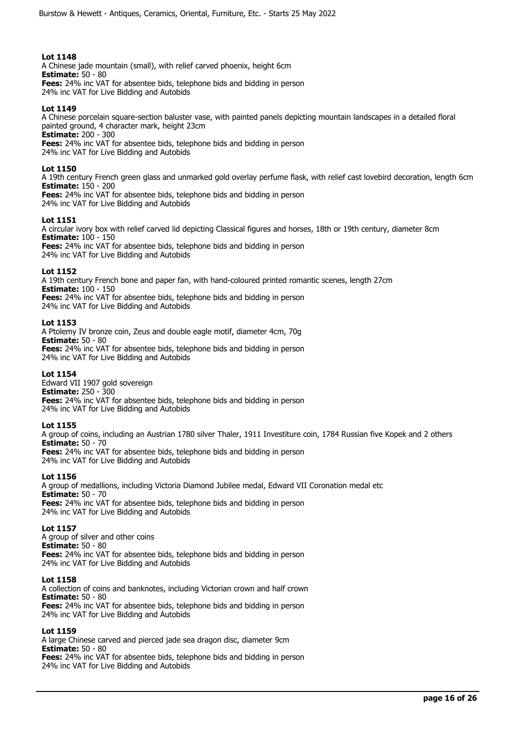**Lot 1148**
A Chinese jade mountain (small), with relief carved phoenix, height 6cm
**Estimate:** 50 - 80
**Fees:** 24% inc VAT for absentee bids, telephone bids and bidding in person
24% inc VAT for Live Bidding and Autobids

**Lot 1149**
A Chinese porcelain square-section baluster vase, with painted panels depicting mountain landscapes in a detailed floral painted ground, 4 character mark, height 23cm
**Estimate:** 200 - 300
**Fees:** 24% inc VAT for absentee bids, telephone bids and bidding in person
24% inc VAT for Live Bidding and Autobids

**Lot 1150**
A 19th century French green glass and unmarked gold overlay perfume flask, with relief cast lovebird decoration, length 6cm
**Estimate:** 150 - 200
**Fees:** 24% inc VAT for absentee bids, telephone bids and bidding in person
24% inc VAT for Live Bidding and Autobids

**Lot 1151**
A circular ivory box with relief carved lid depicting Classical figures and horses, 18th or 19th century, diameter 8cm
**Estimate:** 100 - 150
**Fees:** 24% inc VAT for absentee bids, telephone bids and bidding in person
24% inc VAT for Live Bidding and Autobids

**Lot 1152**
A 19th century French bone and paper fan, with hand-coloured printed romantic scenes, length 27cm
**Estimate:** 100 - 150
**Fees:** 24% inc VAT for absentee bids, telephone bids and bidding in person
24% inc VAT for Live Bidding and Autobids

**Lot 1153**
A Ptolemy IV bronze coin, Zeus and double eagle motif, diameter 4cm, 70g
**Estimate:** 50 - 80
**Fees:** 24% inc VAT for absentee bids, telephone bids and bidding in person
24% inc VAT for Live Bidding and Autobids

**Lot 1154**
Edward VII 1907 gold sovereign
**Estimate:** 250 - 300
**Fees:** 24% inc VAT for absentee bids, telephone bids and bidding in person
24% inc VAT for Live Bidding and Autobids

**Lot 1155**
A group of coins, including an Austrian 1780 silver Thaler, 1911 Investiture coin, 1784 Russian five Kopek and 2 others
**Estimate:** 50 - 70
**Fees:** 24% inc VAT for absentee bids, telephone bids and bidding in person
24% inc VAT for Live Bidding and Autobids

**Lot 1156**
A group of medallions, including Victoria Diamond Jubilee medal, Edward VII Coronation medal etc
**Estimate:** 50 - 70
**Fees:** 24% inc VAT for absentee bids, telephone bids and bidding in person
24% inc VAT for Live Bidding and Autobids

**Lot 1157**
A group of silver and other coins
**Estimate:** 50 - 80
**Fees:** 24% inc VAT for absentee bids, telephone bids and bidding in person
24% inc VAT for Live Bidding and Autobids

**Lot 1158**
A collection of coins and banknotes, including Victorian crown and half crown
**Estimate:** 50 - 80
**Fees:** 24% inc VAT for absentee bids, telephone bids and bidding in person
24% inc VAT for Live Bidding and Autobids

**Lot 1159**
A large Chinese carved and pierced jade sea dragon disc, diameter 9cm
**Estimate:** 50 - 80
**Fees:** 24% inc VAT for absentee bids, telephone bids and bidding in person
24% inc VAT for Live Bidding and Autobids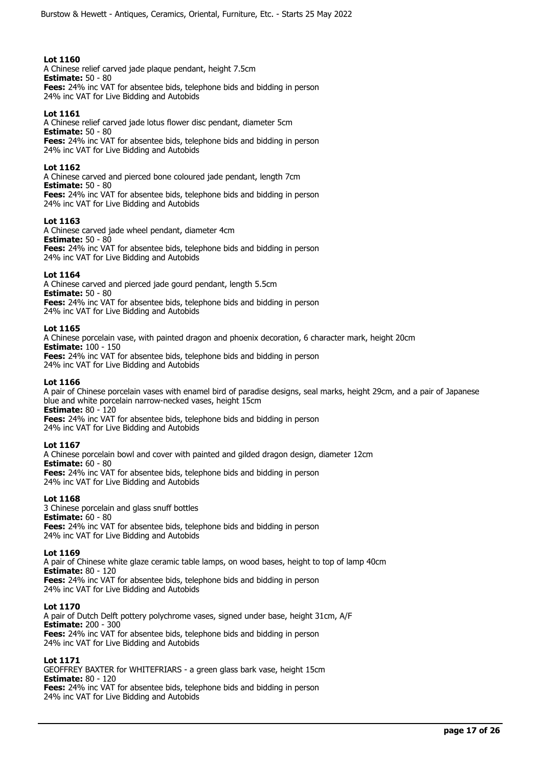### Lot 1160

A Chinese relief carved jade plaque pendant, height 7.5cm
**Estimate:** 50 - 80
**Fees:** 24% inc VAT for absentee bids, telephone bids and bidding in person
24% inc VAT for Live Bidding and Autobids

### Lot 1161

A Chinese relief carved jade lotus flower disc pendant, diameter 5cm
**Estimate:** 50 - 80
**Fees:** 24% inc VAT for absentee bids, telephone bids and bidding in person
24% inc VAT for Live Bidding and Autobids

### Lot 1162

A Chinese carved and pierced bone coloured jade pendant, length 7cm
**Estimate:** 50 - 80
**Fees:** 24% inc VAT for absentee bids, telephone bids and bidding in person
24% inc VAT for Live Bidding and Autobids

### Lot 1163

A Chinese carved jade wheel pendant, diameter 4cm
**Estimate:** 50 - 80
**Fees:** 24% inc VAT for absentee bids, telephone bids and bidding in person
24% inc VAT for Live Bidding and Autobids

### Lot 1164

A Chinese carved and pierced jade gourd pendant, length 5.5cm
**Estimate:** 50 - 80
**Fees:** 24% inc VAT for absentee bids, telephone bids and bidding in person
24% inc VAT for Live Bidding and Autobids

### Lot 1165

A Chinese porcelain vase, with painted dragon and phoenix decoration, 6 character mark, height 20cm
**Estimate:** 100 - 150
**Fees:** 24% inc VAT for absentee bids, telephone bids and bidding in person
24% inc VAT for Live Bidding and Autobids

### Lot 1166

A pair of Chinese porcelain vases with enamel bird of paradise designs, seal marks, height 29cm, and a pair of Japanese blue and white porcelain narrow-necked vases, height 15cm
**Estimate:** 80 - 120
**Fees:** 24% inc VAT for absentee bids, telephone bids and bidding in person
24% inc VAT for Live Bidding and Autobids

### Lot 1167

A Chinese porcelain bowl and cover with painted and gilded dragon design, diameter 12cm
**Estimate:** 60 - 80
**Fees:** 24% inc VAT for absentee bids, telephone bids and bidding in person
24% inc VAT for Live Bidding and Autobids

### Lot 1168

3 Chinese porcelain and glass snuff bottles
**Estimate:** 60 - 80
**Fees:** 24% inc VAT for absentee bids, telephone bids and bidding in person
24% inc VAT for Live Bidding and Autobids

### Lot 1169

A pair of Chinese white glaze ceramic table lamps, on wood bases, height to top of lamp 40cm
**Estimate:** 80 - 120
**Fees:** 24% inc VAT for absentee bids, telephone bids and bidding in person
24% inc VAT for Live Bidding and Autobids

### Lot 1170

A pair of Dutch Delft pottery polychrome vases, signed under base, height 31cm, A/F
**Estimate:** 200 - 300
**Fees:** 24% inc VAT for absentee bids, telephone bids and bidding in person
24% inc VAT for Live Bidding and Autobids

### Lot 1171

GEOFFREY BAXTER for WHITEFRIARS - a green glass bark vase, height 15cm
**Estimate:** 80 - 120
**Fees:** 24% inc VAT for absentee bids, telephone bids and bidding in person
24% inc VAT for Live Bidding and Autobids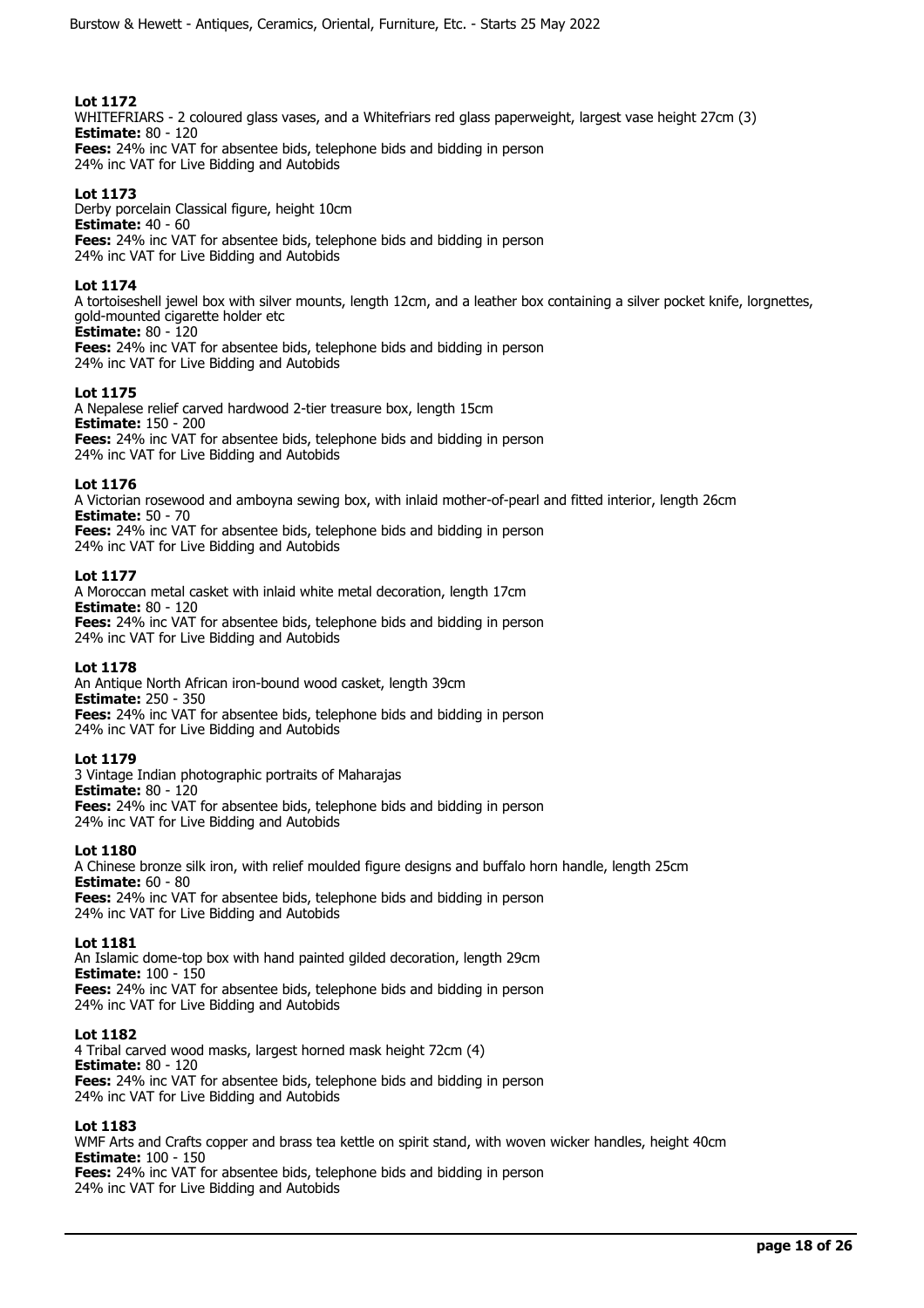**Lot 1172**
WHITEFRIARS - 2 coloured glass vases, and a Whitefriars red glass paperweight, largest vase height 27cm (3)
**Estimate:** 80 - 120
**Fees:** 24% inc VAT for absentee bids, telephone bids and bidding in person
24% inc VAT for Live Bidding and Autobids

**Lot 1173**
Derby porcelain Classical figure, height 10cm
**Estimate:** 40 - 60
**Fees:** 24% inc VAT for absentee bids, telephone bids and bidding in person
24% inc VAT for Live Bidding and Autobids

**Lot 1174**
A tortoiseshell jewel box with silver mounts, length 12cm, and a leather box containing a silver pocket knife, lorgnettes, gold-mounted cigarette holder etc
**Estimate:** 80 - 120
**Fees:** 24% inc VAT for absentee bids, telephone bids and bidding in person
24% inc VAT for Live Bidding and Autobids

**Lot 1175**
A Nepalese relief carved hardwood 2-tier treasure box, length 15cm
**Estimate:** 150 - 200
**Fees:** 24% inc VAT for absentee bids, telephone bids and bidding in person
24% inc VAT for Live Bidding and Autobids

**Lot 1176**
A Victorian rosewood and amboyna sewing box, with inlaid mother-of-pearl and fitted interior, length 26cm
**Estimate:** 50 - 70
**Fees:** 24% inc VAT for absentee bids, telephone bids and bidding in person
24% inc VAT for Live Bidding and Autobids

**Lot 1177**
A Moroccan metal casket with inlaid white metal decoration, length 17cm
**Estimate:** 80 - 120
**Fees:** 24% inc VAT for absentee bids, telephone bids and bidding in person
24% inc VAT for Live Bidding and Autobids

**Lot 1178**
An Antique North African iron-bound wood casket, length 39cm
**Estimate:** 250 - 350
**Fees:** 24% inc VAT for absentee bids, telephone bids and bidding in person
24% inc VAT for Live Bidding and Autobids

**Lot 1179**
3 Vintage Indian photographic portraits of Maharajas
**Estimate:** 80 - 120
**Fees:** 24% inc VAT for absentee bids, telephone bids and bidding in person
24% inc VAT for Live Bidding and Autobids

**Lot 1180**
A Chinese bronze silk iron, with relief moulded figure designs and buffalo horn handle, length 25cm
**Estimate:** 60 - 80
**Fees:** 24% inc VAT for absentee bids, telephone bids and bidding in person
24% inc VAT for Live Bidding and Autobids

**Lot 1181**
An Islamic dome-top box with hand painted gilded decoration, length 29cm
**Estimate:** 100 - 150
**Fees:** 24% inc VAT for absentee bids, telephone bids and bidding in person
24% inc VAT for Live Bidding and Autobids

**Lot 1182**
4 Tribal carved wood masks, largest horned mask height 72cm (4)
**Estimate:** 80 - 120
**Fees:** 24% inc VAT for absentee bids, telephone bids and bidding in person
24% inc VAT for Live Bidding and Autobids

**Lot 1183**
WMF Arts and Crafts copper and brass tea kettle on spirit stand, with woven wicker handles, height 40cm
**Estimate:** 100 - 150
**Fees:** 24% inc VAT for absentee bids, telephone bids and bidding in person
24% inc VAT for Live Bidding and Autobids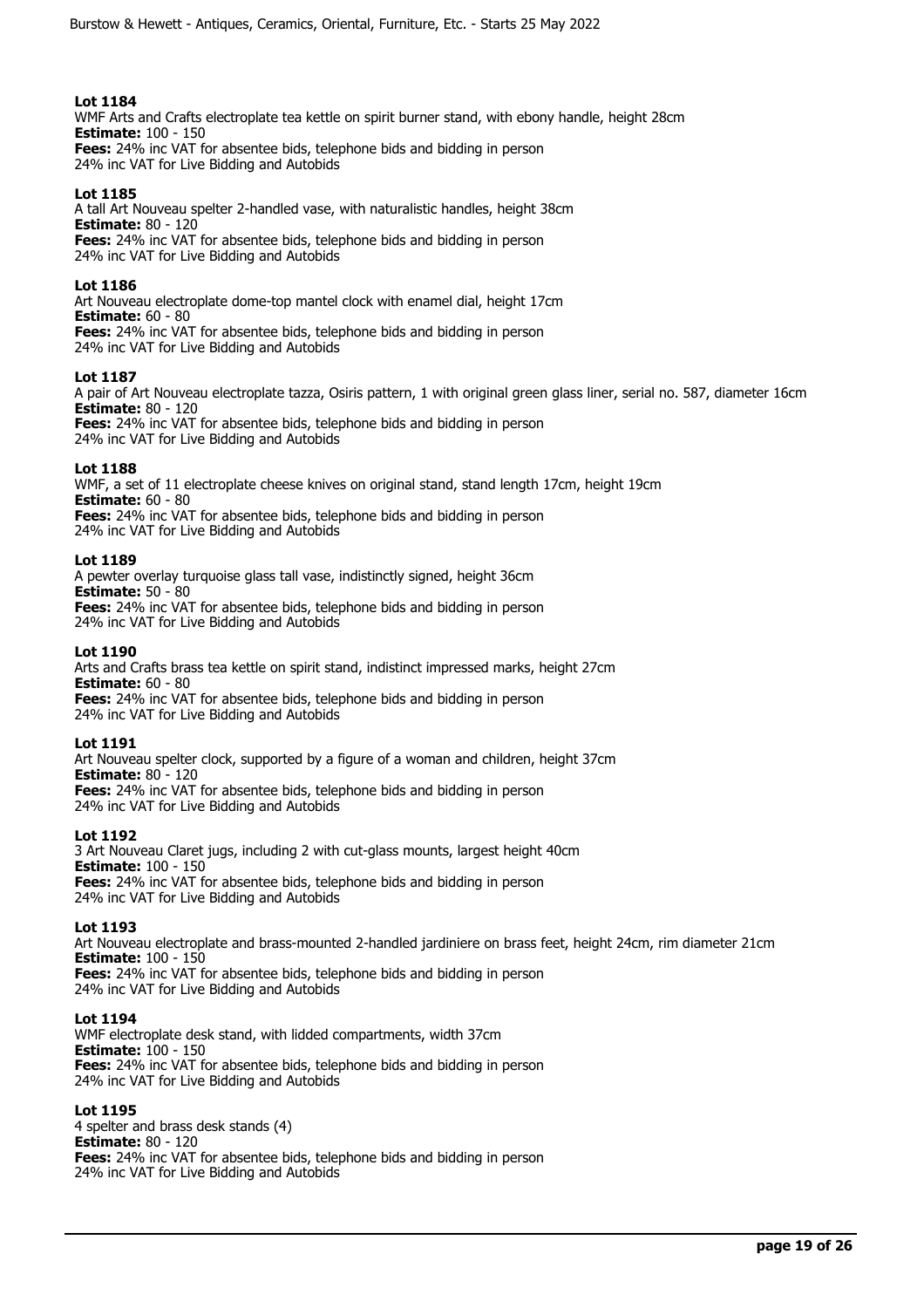**Lot 1184**
WMF Arts and Crafts electroplate tea kettle on spirit burner stand, with ebony handle, height 28cm
**Estimate:** 100 - 150
**Fees:** 24% inc VAT for absentee bids, telephone bids and bidding in person
24% inc VAT for Live Bidding and Autobids

**Lot 1185**
A tall Art Nouveau spelter 2-handled vase, with naturalistic handles, height 38cm
**Estimate:** 80 - 120
**Fees:** 24% inc VAT for absentee bids, telephone bids and bidding in person
24% inc VAT for Live Bidding and Autobids

**Lot 1186**
Art Nouveau electroplate dome-top mantel clock with enamel dial, height 17cm
**Estimate:** 60 - 80
**Fees:** 24% inc VAT for absentee bids, telephone bids and bidding in person
24% inc VAT for Live Bidding and Autobids

**Lot 1187**
A pair of Art Nouveau electroplate tazza, Osiris pattern, 1 with original green glass liner, serial no. 587, diameter 16cm
**Estimate:** 80 - 120
**Fees:** 24% inc VAT for absentee bids, telephone bids and bidding in person
24% inc VAT for Live Bidding and Autobids

**Lot 1188**
WMF, a set of 11 electroplate cheese knives on original stand, stand length 17cm, height 19cm
**Estimate:** 60 - 80
**Fees:** 24% inc VAT for absentee bids, telephone bids and bidding in person
24% inc VAT for Live Bidding and Autobids

**Lot 1189**
A pewter overlay turquoise glass tall vase, indistinctly signed, height 36cm
**Estimate:** 50 - 80
**Fees:** 24% inc VAT for absentee bids, telephone bids and bidding in person
24% inc VAT for Live Bidding and Autobids

**Lot 1190**
Arts and Crafts brass tea kettle on spirit stand, indistinct impressed marks, height 27cm
**Estimate:** 60 - 80
**Fees:** 24% inc VAT for absentee bids, telephone bids and bidding in person
24% inc VAT for Live Bidding and Autobids

**Lot 1191**
Art Nouveau spelter clock, supported by a figure of a woman and children, height 37cm
**Estimate:** 80 - 120
**Fees:** 24% inc VAT for absentee bids, telephone bids and bidding in person
24% inc VAT for Live Bidding and Autobids

**Lot 1192**
3 Art Nouveau Claret jugs, including 2 with cut-glass mounts, largest height 40cm
**Estimate:** 100 - 150
**Fees:** 24% inc VAT for absentee bids, telephone bids and bidding in person
24% inc VAT for Live Bidding and Autobids

**Lot 1193**
Art Nouveau electroplate and brass-mounted 2-handled jardiniere on brass feet, height 24cm, rim diameter 21cm
**Estimate:** 100 - 150
**Fees:** 24% inc VAT for absentee bids, telephone bids and bidding in person
24% inc VAT for Live Bidding and Autobids

**Lot 1194**
WMF electroplate desk stand, with lidded compartments, width 37cm
**Estimate:** 100 - 150
**Fees:** 24% inc VAT for absentee bids, telephone bids and bidding in person
24% inc VAT for Live Bidding and Autobids

**Lot 1195**
4 spelter and brass desk stands (4)
**Estimate:** 80 - 120
**Fees:** 24% inc VAT for absentee bids, telephone bids and bidding in person
24% inc VAT for Live Bidding and Autobids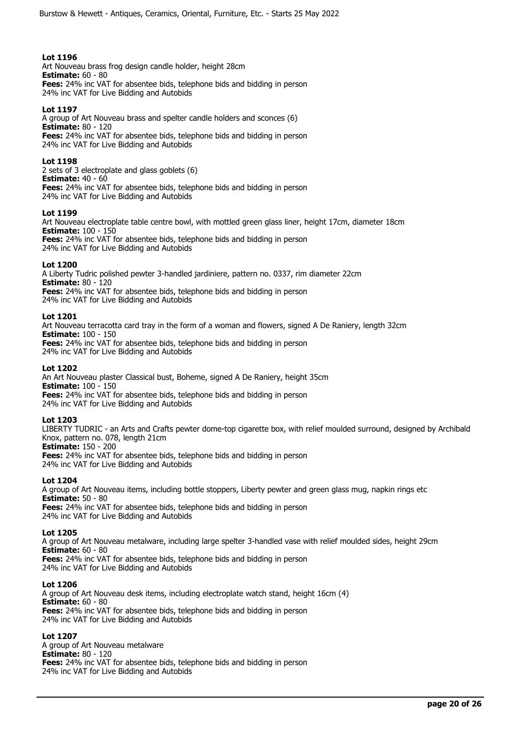### Lot 1196

Art Nouveau brass frog design candle holder, height 28cm
**Estimate:** 60 - 80
**Fees:** 24% inc VAT for absentee bids, telephone bids and bidding in person
24% inc VAT for Live Bidding and Autobids

### Lot 1197

A group of Art Nouveau brass and spelter candle holders and sconces (6)
**Estimate:** 80 - 120
**Fees:** 24% inc VAT for absentee bids, telephone bids and bidding in person
24% inc VAT for Live Bidding and Autobids

### Lot 1198

2 sets of 3 electroplate and glass goblets (6)
**Estimate:** 40 - 60
**Fees:** 24% inc VAT for absentee bids, telephone bids and bidding in person
24% inc VAT for Live Bidding and Autobids

### Lot 1199

Art Nouveau electroplate table centre bowl, with mottled green glass liner, height 17cm, diameter 18cm
**Estimate:** 100 - 150
**Fees:** 24% inc VAT for absentee bids, telephone bids and bidding in person
24% inc VAT for Live Bidding and Autobids

### Lot 1200

A Liberty Tudric polished pewter 3-handled jardiniere, pattern no. 0337, rim diameter 22cm
**Estimate:** 80 - 120
**Fees:** 24% inc VAT for absentee bids, telephone bids and bidding in person
24% inc VAT for Live Bidding and Autobids

### Lot 1201

Art Nouveau terracotta card tray in the form of a woman and flowers, signed A De Raniery, length 32cm
**Estimate:** 100 - 150
**Fees:** 24% inc VAT for absentee bids, telephone bids and bidding in person
24% inc VAT for Live Bidding and Autobids

### Lot 1202

An Art Nouveau plaster Classical bust, Boheme, signed A De Raniery, height 35cm
**Estimate:** 100 - 150
**Fees:** 24% inc VAT for absentee bids, telephone bids and bidding in person
24% inc VAT for Live Bidding and Autobids

### Lot 1203

LIBERTY TUDRIC - an Arts and Crafts pewter dome-top cigarette box, with relief moulded surround, designed by Archibald Knox, pattern no. 078, length 21cm
**Estimate:** 150 - 200
**Fees:** 24% inc VAT for absentee bids, telephone bids and bidding in person
24% inc VAT for Live Bidding and Autobids

### Lot 1204

A group of Art Nouveau items, including bottle stoppers, Liberty pewter and green glass mug, napkin rings etc
**Estimate:** 50 - 80
**Fees:** 24% inc VAT for absentee bids, telephone bids and bidding in person
24% inc VAT for Live Bidding and Autobids

### Lot 1205

A group of Art Nouveau metalware, including large spelter 3-handled vase with relief moulded sides, height 29cm
**Estimate:** 60 - 80
**Fees:** 24% inc VAT for absentee bids, telephone bids and bidding in person
24% inc VAT for Live Bidding and Autobids

### Lot 1206

A group of Art Nouveau desk items, including electroplate watch stand, height 16cm (4)
**Estimate:** 60 - 80
**Fees:** 24% inc VAT for absentee bids, telephone bids and bidding in person
24% inc VAT for Live Bidding and Autobids

### Lot 1207

A group of Art Nouveau metalware
**Estimate:** 80 - 120
**Fees:** 24% inc VAT for absentee bids, telephone bids and bidding in person
24% inc VAT for Live Bidding and Autobids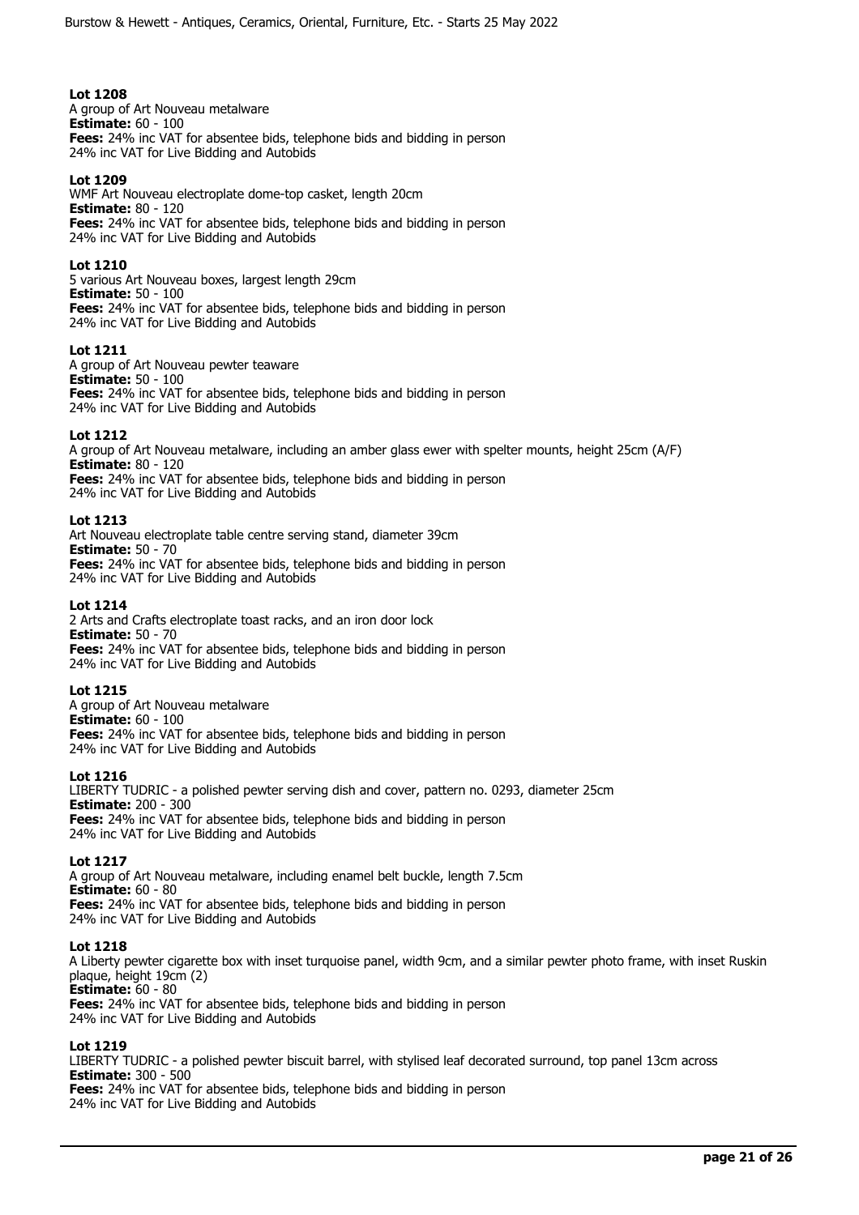**Lot 1208**
A group of Art Nouveau metalware
**Estimate:** 60 - 100
**Fees:** 24% inc VAT for absentee bids, telephone bids and bidding in person
24% inc VAT for Live Bidding and Autobids

**Lot 1209**
WMF Art Nouveau electroplate dome-top casket, length 20cm
**Estimate:** 80 - 120
**Fees:** 24% inc VAT for absentee bids, telephone bids and bidding in person
24% inc VAT for Live Bidding and Autobids

**Lot 1210**
5 various Art Nouveau boxes, largest length 29cm
**Estimate:** 50 - 100
**Fees:** 24% inc VAT for absentee bids, telephone bids and bidding in person
24% inc VAT for Live Bidding and Autobids

**Lot 1211**
A group of Art Nouveau pewter teaware
**Estimate:** 50 - 100
**Fees:** 24% inc VAT for absentee bids, telephone bids and bidding in person
24% inc VAT for Live Bidding and Autobids

**Lot 1212**
A group of Art Nouveau metalware, including an amber glass ewer with spelter mounts, height 25cm (A/F)
**Estimate:** 80 - 120
**Fees:** 24% inc VAT for absentee bids, telephone bids and bidding in person
24% inc VAT for Live Bidding and Autobids

**Lot 1213**
Art Nouveau electroplate table centre serving stand, diameter 39cm
**Estimate:** 50 - 70
**Fees:** 24% inc VAT for absentee bids, telephone bids and bidding in person
24% inc VAT for Live Bidding and Autobids

**Lot 1214**
2 Arts and Crafts electroplate toast racks, and an iron door lock
**Estimate:** 50 - 70
**Fees:** 24% inc VAT for absentee bids, telephone bids and bidding in person
24% inc VAT for Live Bidding and Autobids

**Lot 1215**
A group of Art Nouveau metalware
**Estimate:** 60 - 100
**Fees:** 24% inc VAT for absentee bids, telephone bids and bidding in person
24% inc VAT for Live Bidding and Autobids

**Lot 1216**
LIBERTY TUDRIC - a polished pewter serving dish and cover, pattern no. 0293, diameter 25cm
**Estimate:** 200 - 300
**Fees:** 24% inc VAT for absentee bids, telephone bids and bidding in person
24% inc VAT for Live Bidding and Autobids

**Lot 1217**
A group of Art Nouveau metalware, including enamel belt buckle, length 7.5cm
**Estimate:** 60 - 80
**Fees:** 24% inc VAT for absentee bids, telephone bids and bidding in person
24% inc VAT for Live Bidding and Autobids

**Lot 1218**
A Liberty pewter cigarette box with inset turquoise panel, width 9cm, and a similar pewter photo frame, with inset Ruskin plaque, height 19cm (2)
**Estimate:** 60 - 80
**Fees:** 24% inc VAT for absentee bids, telephone bids and bidding in person
24% inc VAT for Live Bidding and Autobids

**Lot 1219**
LIBERTY TUDRIC - a polished pewter biscuit barrel, with stylised leaf decorated surround, top panel 13cm across
**Estimate:** 300 - 500
**Fees:** 24% inc VAT for absentee bids, telephone bids and bidding in person
24% inc VAT for Live Bidding and Autobids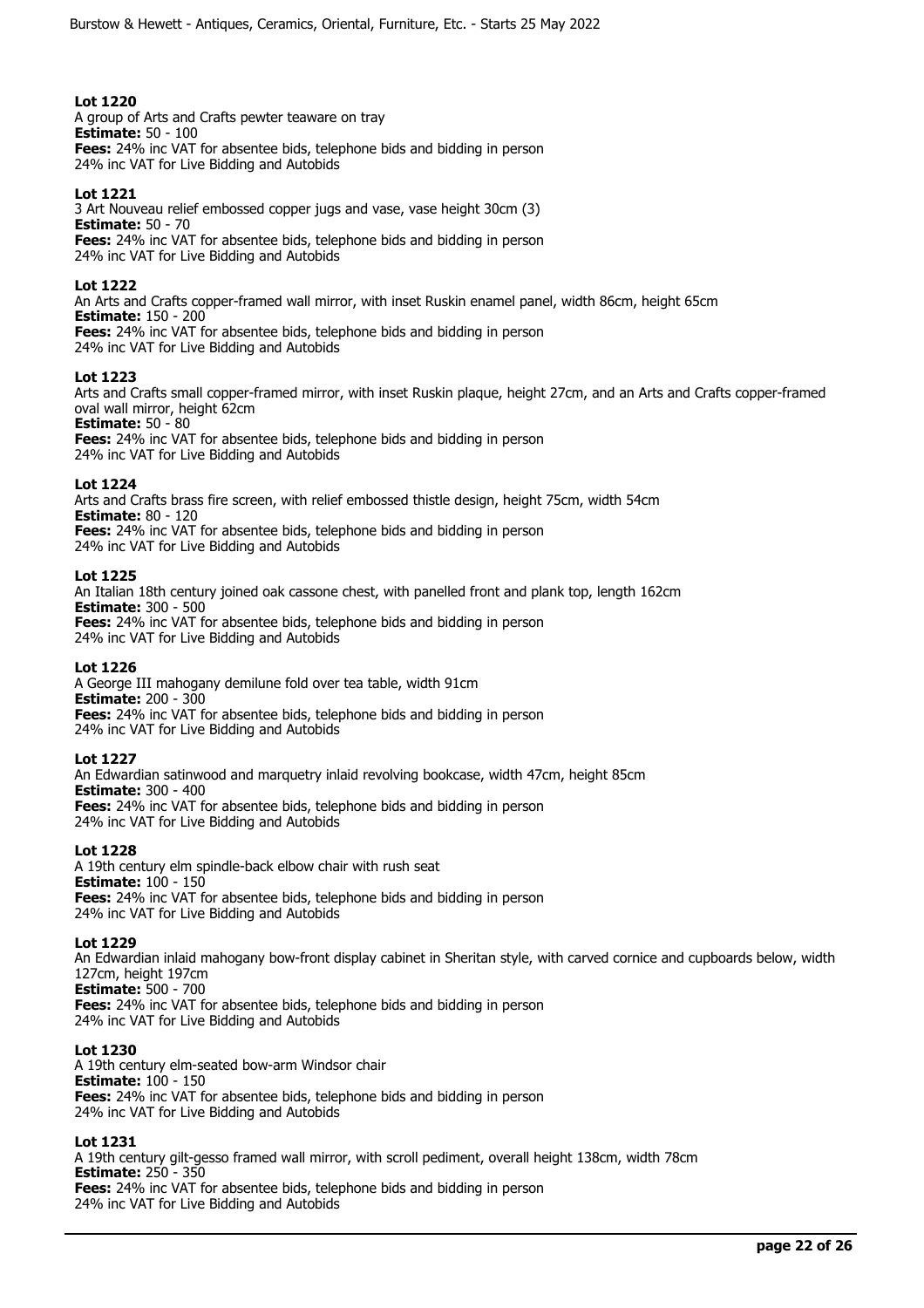**Lot 1220**
A group of Arts and Crafts pewter teaware on tray
**Estimate:** 50 - 100
**Fees:** 24% inc VAT for absentee bids, telephone bids and bidding in person
24% inc VAT for Live Bidding and Autobids

**Lot 1221**
3 Art Nouveau relief embossed copper jugs and vase, vase height 30cm (3)
**Estimate:** 50 - 70
**Fees:** 24% inc VAT for absentee bids, telephone bids and bidding in person
24% inc VAT for Live Bidding and Autobids

**Lot 1222**
An Arts and Crafts copper-framed wall mirror, with inset Ruskin enamel panel, width 86cm, height 65cm
**Estimate:** 150 - 200
**Fees:** 24% inc VAT for absentee bids, telephone bids and bidding in person
24% inc VAT for Live Bidding and Autobids

**Lot 1223**
Arts and Crafts small copper-framed mirror, with inset Ruskin plaque, height 27cm, and an Arts and Crafts copper-framed oval wall mirror, height 62cm
**Estimate:** 50 - 80
**Fees:** 24% inc VAT for absentee bids, telephone bids and bidding in person
24% inc VAT for Live Bidding and Autobids

**Lot 1224**
Arts and Crafts brass fire screen, with relief embossed thistle design, height 75cm, width 54cm
**Estimate:** 80 - 120
**Fees:** 24% inc VAT for absentee bids, telephone bids and bidding in person
24% inc VAT for Live Bidding and Autobids

**Lot 1225**
An Italian 18th century joined oak cassone chest, with panelled front and plank top, length 162cm
**Estimate:** 300 - 500
**Fees:** 24% inc VAT for absentee bids, telephone bids and bidding in person
24% inc VAT for Live Bidding and Autobids

**Lot 1226**
A George III mahogany demilune fold over tea table, width 91cm
**Estimate:** 200 - 300
**Fees:** 24% inc VAT for absentee bids, telephone bids and bidding in person
24% inc VAT for Live Bidding and Autobids

**Lot 1227**
An Edwardian satinwood and marquetry inlaid revolving bookcase, width 47cm, height 85cm
**Estimate:** 300 - 400
**Fees:** 24% inc VAT for absentee bids, telephone bids and bidding in person
24% inc VAT for Live Bidding and Autobids

**Lot 1228**
A 19th century elm spindle-back elbow chair with rush seat
**Estimate:** 100 - 150
**Fees:** 24% inc VAT for absentee bids, telephone bids and bidding in person
24% inc VAT for Live Bidding and Autobids

**Lot 1229**
An Edwardian inlaid mahogany bow-front display cabinet in Sheritan style, with carved cornice and cupboards below, width 127cm, height 197cm
**Estimate:** 500 - 700
**Fees:** 24% inc VAT for absentee bids, telephone bids and bidding in person
24% inc VAT for Live Bidding and Autobids

**Lot 1230**
A 19th century elm-seated bow-arm Windsor chair
**Estimate:** 100 - 150
**Fees:** 24% inc VAT for absentee bids, telephone bids and bidding in person
24% inc VAT for Live Bidding and Autobids

**Lot 1231**
A 19th century gilt-gesso framed wall mirror, with scroll pediment, overall height 138cm, width 78cm
**Estimate:** 250 - 350
**Fees:** 24% inc VAT for absentee bids, telephone bids and bidding in person
24% inc VAT for Live Bidding and Autobids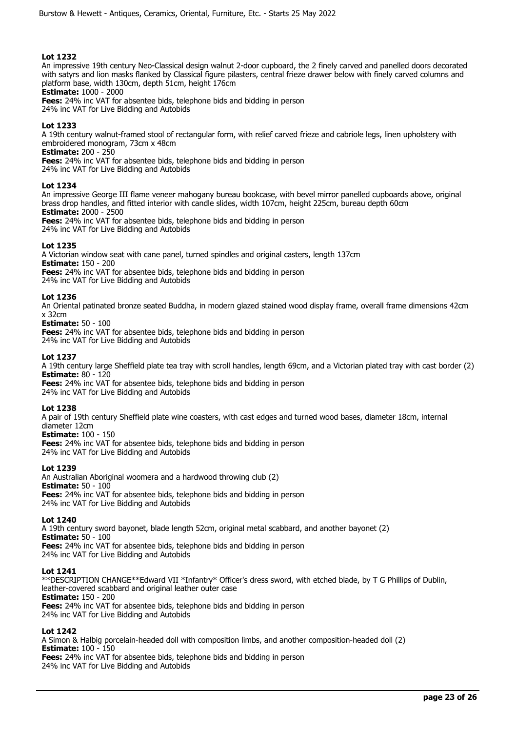**Lot 1232**
An impressive 19th century Neo-Classical design walnut 2-door cupboard, the 2 finely carved and panelled doors decorated with satyrs and lion masks flanked by Classical figure pilasters, central frieze drawer below with finely carved columns and platform base, width 130cm, depth 51cm, height 176cm
**Estimate:** 1000 - 2000
**Fees:** 24% inc VAT for absentee bids, telephone bids and bidding in person
24% inc VAT for Live Bidding and Autobids

**Lot 1233**
A 19th century walnut-framed stool of rectangular form, with relief carved frieze and cabriole legs, linen upholstery with embroidered monogram, 73cm x 48cm
**Estimate:** 200 - 250
**Fees:** 24% inc VAT for absentee bids, telephone bids and bidding in person
24% inc VAT for Live Bidding and Autobids

**Lot 1234**
An impressive George III flame veneer mahogany bureau bookcase, with bevel mirror panelled cupboards above, original brass drop handles, and fitted interior with candle slides, width 107cm, height 225cm, bureau depth 60cm
**Estimate:** 2000 - 2500
**Fees:** 24% inc VAT for absentee bids, telephone bids and bidding in person
24% inc VAT for Live Bidding and Autobids

**Lot 1235**
A Victorian window seat with cane panel, turned spindles and original casters, length 137cm
**Estimate:** 150 - 200
**Fees:** 24% inc VAT for absentee bids, telephone bids and bidding in person
24% inc VAT for Live Bidding and Autobids

**Lot 1236**
An Oriental patinated bronze seated Buddha, in modern glazed stained wood display frame, overall frame dimensions 42cm x 32cm
**Estimate:** 50 - 100
**Fees:** 24% inc VAT for absentee bids, telephone bids and bidding in person
24% inc VAT for Live Bidding and Autobids

**Lot 1237**
A 19th century large Sheffield plate tea tray with scroll handles, length 69cm, and a Victorian plated tray with cast border (2)
**Estimate:** 80 - 120
**Fees:** 24% inc VAT for absentee bids, telephone bids and bidding in person
24% inc VAT for Live Bidding and Autobids

**Lot 1238**
A pair of 19th century Sheffield plate wine coasters, with cast edges and turned wood bases, diameter 18cm, internal diameter 12cm
**Estimate:** 100 - 150
**Fees:** 24% inc VAT for absentee bids, telephone bids and bidding in person
24% inc VAT for Live Bidding and Autobids

**Lot 1239**
An Australian Aboriginal woomera and a hardwood throwing club (2)
**Estimate:** 50 - 100
**Fees:** 24% inc VAT for absentee bids, telephone bids and bidding in person
24% inc VAT for Live Bidding and Autobids

**Lot 1240**
A 19th century sword bayonet, blade length 52cm, original metal scabbard, and another bayonet (2)
**Estimate:** 50 - 100
**Fees:** 24% inc VAT for absentee bids, telephone bids and bidding in person
24% inc VAT for Live Bidding and Autobids

**Lot 1241**
**DESCRIPTION CHANGE**Edward VII *Infantry* Officer's dress sword, with etched blade, by T G Phillips of Dublin, leather-covered scabbard and original leather outer case
**Estimate:** 150 - 200
**Fees:** 24% inc VAT for absentee bids, telephone bids and bidding in person
24% inc VAT for Live Bidding and Autobids

**Lot 1242**
A Simon & Halbig porcelain-headed doll with composition limbs, and another composition-headed doll (2)
**Estimate:** 100 - 150
**Fees:** 24% inc VAT for absentee bids, telephone bids and bidding in person
24% inc VAT for Live Bidding and Autobids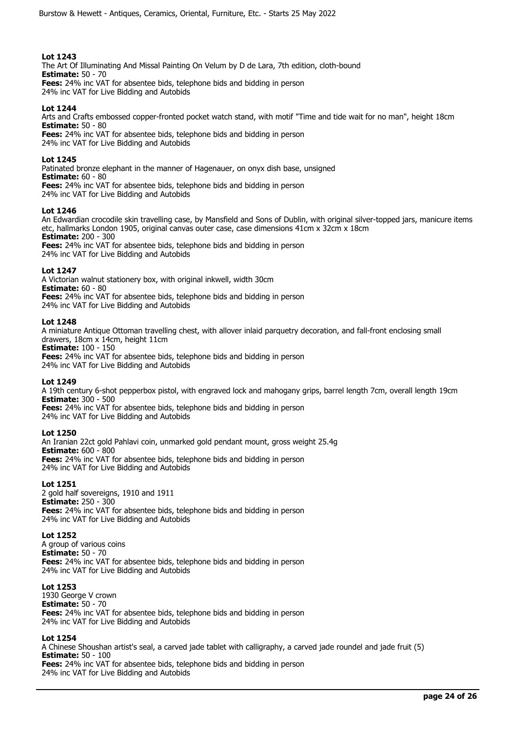**Lot 1243**
The Art Of Illuminating And Missal Painting On Velum by D de Lara, 7th edition, cloth-bound
**Estimate:** 50 - 70
**Fees:** 24% inc VAT for absentee bids, telephone bids and bidding in person
24% inc VAT for Live Bidding and Autobids

**Lot 1244**
Arts and Crafts embossed copper-fronted pocket watch stand, with motif "Time and tide wait for no man", height 18cm
**Estimate:** 50 - 80
**Fees:** 24% inc VAT for absentee bids, telephone bids and bidding in person
24% inc VAT for Live Bidding and Autobids

**Lot 1245**
Patinated bronze elephant in the manner of Hagenauer, on onyx dish base, unsigned
**Estimate:** 60 - 80
**Fees:** 24% inc VAT for absentee bids, telephone bids and bidding in person
24% inc VAT for Live Bidding and Autobids

**Lot 1246**
An Edwardian crocodile skin travelling case, by Mansfield and Sons of Dublin, with original silver-topped jars, manicure items etc, hallmarks London 1905, original canvas outer case, case dimensions 41cm x 32cm x 18cm
**Estimate:** 200 - 300
**Fees:** 24% inc VAT for absentee bids, telephone bids and bidding in person
24% inc VAT for Live Bidding and Autobids

**Lot 1247**
A Victorian walnut stationery box, with original inkwell, width 30cm
**Estimate:** 60 - 80
**Fees:** 24% inc VAT for absentee bids, telephone bids and bidding in person
24% inc VAT for Live Bidding and Autobids

**Lot 1248**
A miniature Antique Ottoman travelling chest, with allover inlaid parquetry decoration, and fall-front enclosing small drawers, 18cm x 14cm, height 11cm
**Estimate:** 100 - 150
**Fees:** 24% inc VAT for absentee bids, telephone bids and bidding in person
24% inc VAT for Live Bidding and Autobids

**Lot 1249**
A 19th century 6-shot pepperbox pistol, with engraved lock and mahogany grips, barrel length 7cm, overall length 19cm
**Estimate:** 300 - 500
**Fees:** 24% inc VAT for absentee bids, telephone bids and bidding in person
24% inc VAT for Live Bidding and Autobids

**Lot 1250**
An Iranian 22ct gold Pahlavi coin, unmarked gold pendant mount, gross weight 25.4g
**Estimate:** 600 - 800
**Fees:** 24% inc VAT for absentee bids, telephone bids and bidding in person
24% inc VAT for Live Bidding and Autobids

**Lot 1251**
2 gold half sovereigns, 1910 and 1911
**Estimate:** 250 - 300
**Fees:** 24% inc VAT for absentee bids, telephone bids and bidding in person
24% inc VAT for Live Bidding and Autobids

**Lot 1252**
A group of various coins
**Estimate:** 50 - 70
**Fees:** 24% inc VAT for absentee bids, telephone bids and bidding in person
24% inc VAT for Live Bidding and Autobids

**Lot 1253**
1930 George V crown
**Estimate:** 50 - 70
**Fees:** 24% inc VAT for absentee bids, telephone bids and bidding in person
24% inc VAT for Live Bidding and Autobids

**Lot 1254**
A Chinese Shoushan artist's seal, a carved jade tablet with calligraphy, a carved jade roundel and jade fruit (5)
**Estimate:** 50 - 100
**Fees:** 24% inc VAT for absentee bids, telephone bids and bidding in person
24% inc VAT for Live Bidding and Autobids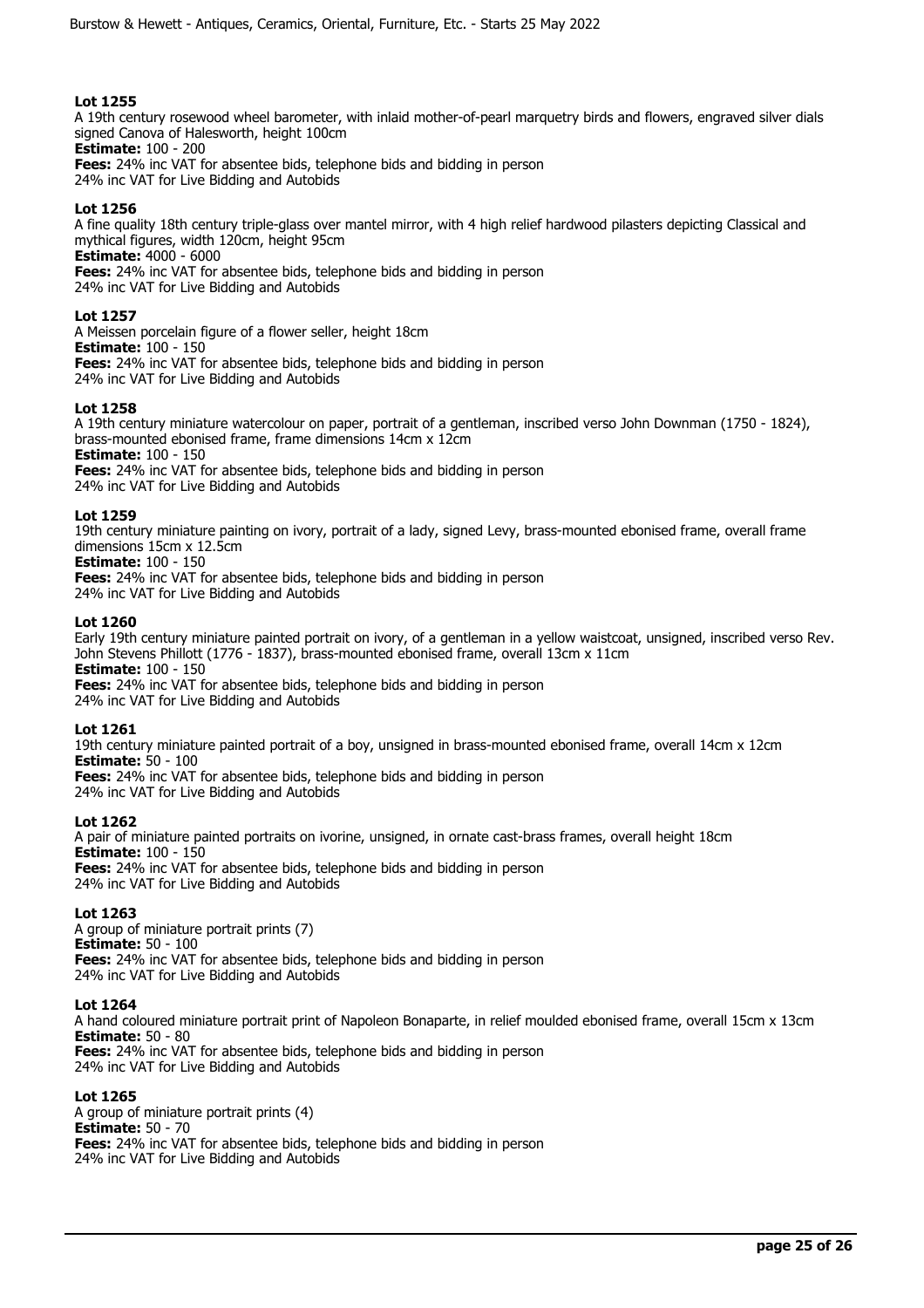**Lot 1255**
A 19th century rosewood wheel barometer, with inlaid mother-of-pearl marquetry birds and flowers, engraved silver dials signed Canova of Halesworth, height 100cm
**Estimate:** 100 - 200
**Fees:** 24% inc VAT for absentee bids, telephone bids and bidding in person
24% inc VAT for Live Bidding and Autobids

**Lot 1256**
A fine quality 18th century triple-glass over mantel mirror, with 4 high relief hardwood pilasters depicting Classical and mythical figures, width 120cm, height 95cm
**Estimate:** 4000 - 6000
**Fees:** 24% inc VAT for absentee bids, telephone bids and bidding in person
24% inc VAT for Live Bidding and Autobids

**Lot 1257**
A Meissen porcelain figure of a flower seller, height 18cm
**Estimate:** 100 - 150
**Fees:** 24% inc VAT for absentee bids, telephone bids and bidding in person
24% inc VAT for Live Bidding and Autobids

**Lot 1258**
A 19th century miniature watercolour on paper, portrait of a gentleman, inscribed verso John Downman (1750 - 1824), brass-mounted ebonised frame, frame dimensions 14cm x 12cm
**Estimate:** 100 - 150
**Fees:** 24% inc VAT for absentee bids, telephone bids and bidding in person
24% inc VAT for Live Bidding and Autobids

**Lot 1259**
19th century miniature painting on ivory, portrait of a lady, signed Levy, brass-mounted ebonised frame, overall frame dimensions 15cm x 12.5cm
**Estimate:** 100 - 150
**Fees:** 24% inc VAT for absentee bids, telephone bids and bidding in person
24% inc VAT for Live Bidding and Autobids

**Lot 1260**
Early 19th century miniature painted portrait on ivory, of a gentleman in a yellow waistcoat, unsigned, inscribed verso Rev. John Stevens Phillott (1776 - 1837), brass-mounted ebonised frame, overall 13cm x 11cm
**Estimate:** 100 - 150
**Fees:** 24% inc VAT for absentee bids, telephone bids and bidding in person
24% inc VAT for Live Bidding and Autobids

**Lot 1261**
19th century miniature painted portrait of a boy, unsigned in brass-mounted ebonised frame, overall 14cm x 12cm
**Estimate:** 50 - 100
**Fees:** 24% inc VAT for absentee bids, telephone bids and bidding in person
24% inc VAT for Live Bidding and Autobids

**Lot 1262**
A pair of miniature painted portraits on ivorine, unsigned, in ornate cast-brass frames, overall height 18cm
**Estimate:** 100 - 150
**Fees:** 24% inc VAT for absentee bids, telephone bids and bidding in person
24% inc VAT for Live Bidding and Autobids

**Lot 1263**
A group of miniature portrait prints (7)
**Estimate:** 50 - 100
**Fees:** 24% inc VAT for absentee bids, telephone bids and bidding in person
24% inc VAT for Live Bidding and Autobids

**Lot 1264**
A hand coloured miniature portrait print of Napoleon Bonaparte, in relief moulded ebonised frame, overall 15cm x 13cm
**Estimate:** 50 - 80
**Fees:** 24% inc VAT for absentee bids, telephone bids and bidding in person
24% inc VAT for Live Bidding and Autobids

**Lot 1265**
A group of miniature portrait prints (4)
**Estimate:** 50 - 70
**Fees:** 24% inc VAT for absentee bids, telephone bids and bidding in person
24% inc VAT for Live Bidding and Autobids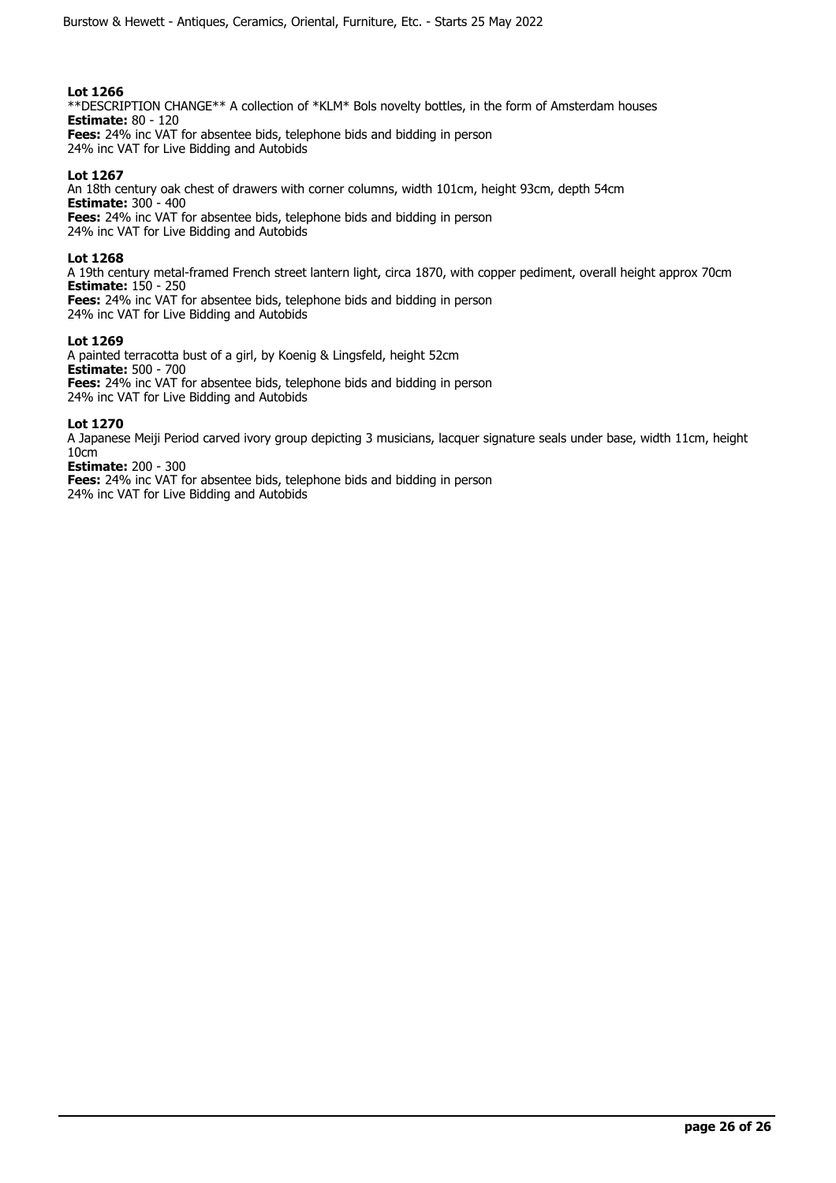**Lot 1266**
**DESCRIPTION CHANGE** A collection of *KLM* Bols novelty bottles, in the form of Amsterdam houses
**Estimate:** 80 - 120
**Fees:** 24% inc VAT for absentee bids, telephone bids and bidding in person
24% inc VAT for Live Bidding and Autobids

**Lot 1267**
An 18th century oak chest of drawers with corner columns, width 101cm, height 93cm, depth 54cm
**Estimate:** 300 - 400
**Fees:** 24% inc VAT for absentee bids, telephone bids and bidding in person
24% inc VAT for Live Bidding and Autobids

**Lot 1268**
A 19th century metal-framed French street lantern light, circa 1870, with copper pediment, overall height approx 70cm
**Estimate:** 150 - 250
**Fees:** 24% inc VAT for absentee bids, telephone bids and bidding in person
24% inc VAT for Live Bidding and Autobids

**Lot 1269**
A painted terracotta bust of a girl, by Koenig & Lingsfeld, height 52cm
**Estimate:** 500 - 700
**Fees:** 24% inc VAT for absentee bids, telephone bids and bidding in person
24% inc VAT for Live Bidding and Autobids

**Lot 1270**
A Japanese Meiji Period carved ivory group depicting 3 musicians, lacquer signature seals under base, width 11cm, height 10cm
**Estimate:** 200 - 300
**Fees:** 24% inc VAT for absentee bids, telephone bids and bidding in person
24% inc VAT for Live Bidding and Autobids